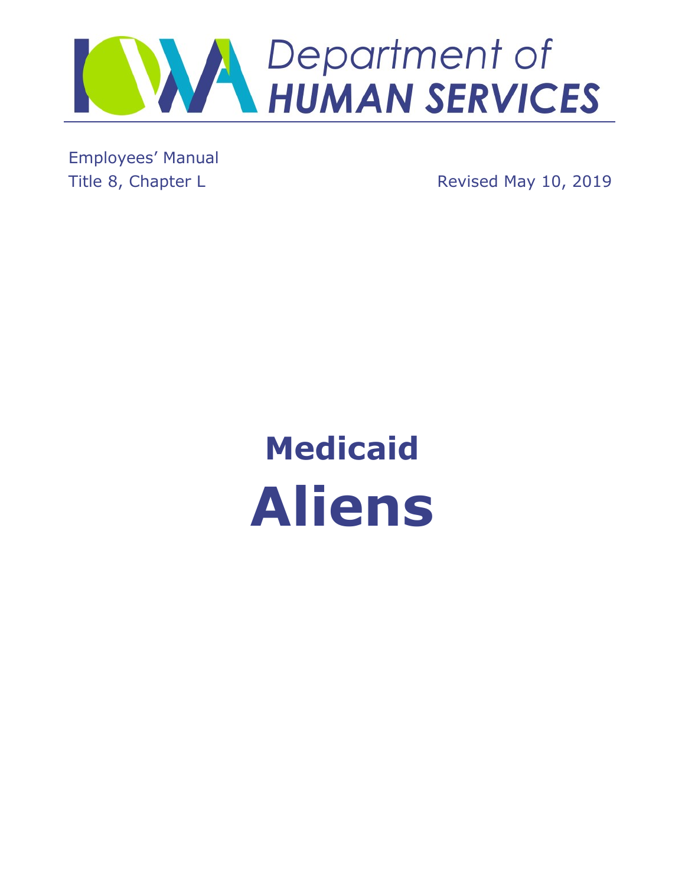# Iowa Department of Human Services

Employees' Manual
Title 8, Chapter L

Revised May 10, 2019

# Medicaid

# Aliens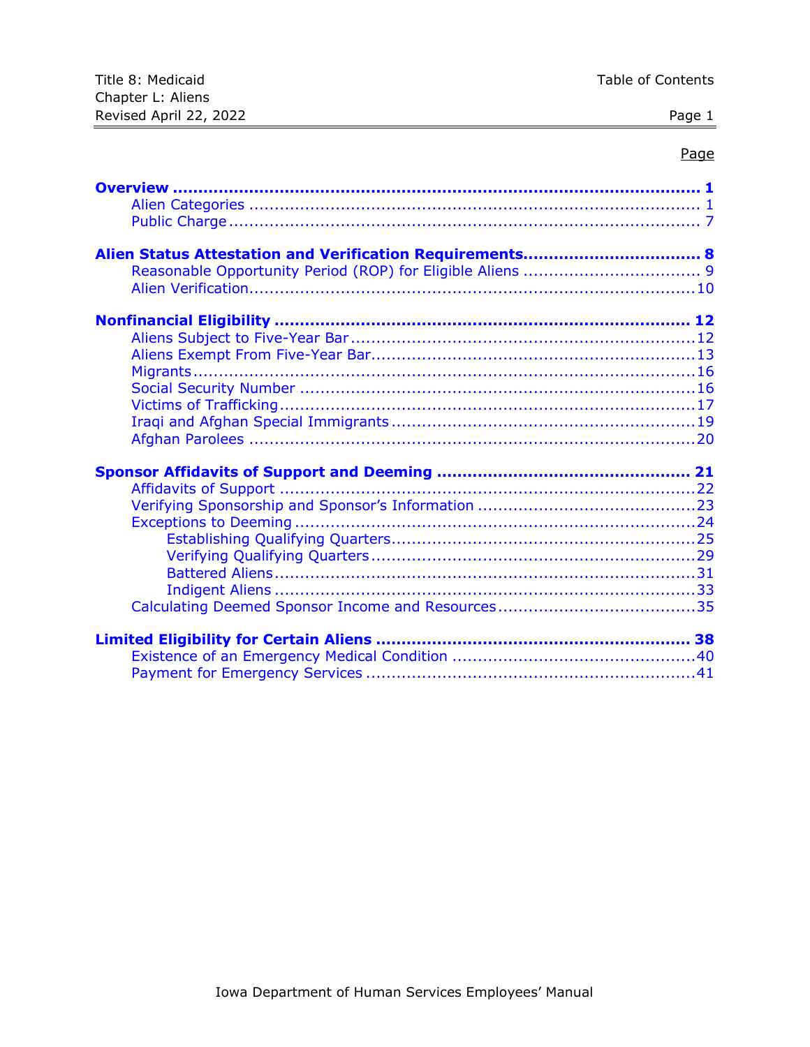| | Page |
|---|---|
| **Overview** | **1** |
| Alien Categories | 1 |
| Public Charge | 7 |
| **Alien Status Attestation and Verification Requirements** | **8** |
| Reasonable Opportunity Period (ROP) for Eligible Aliens | 9 |
| Alien Verification | 10 |
| **Nonfinancial Eligibility** | **12** |
| Aliens Subject to Five-Year Bar | 12 |
| Aliens Exempt From Five-Year Bar | 13 |
| Migrants | 16 |
| Social Security Number | 16 |
| Victims of Trafficking | 17 |
| Iraqi and Afghan Special Immigrants | 19 |
| Afghan Parolees | 20 |
| **Sponsor Affidavits of Support and Deeming** | **21** |
| Affidavits of Support | 22 |
| Verifying Sponsorship and Sponsor's Information | 23 |
| Exceptions to Deeming | 24 |
| Establishing Qualifying Quarters | 25 |
| Verifying Qualifying Quarters | 29 |
| Battered Aliens | 31 |
| Indigent Aliens | 33 |
| Calculating Deemed Sponsor Income and Resources | 35 |
| **Limited Eligibility for Certain Aliens** | **38** |
| Existence of an Emergency Medical Condition | 40 |
| Payment for Emergency Services | 41 |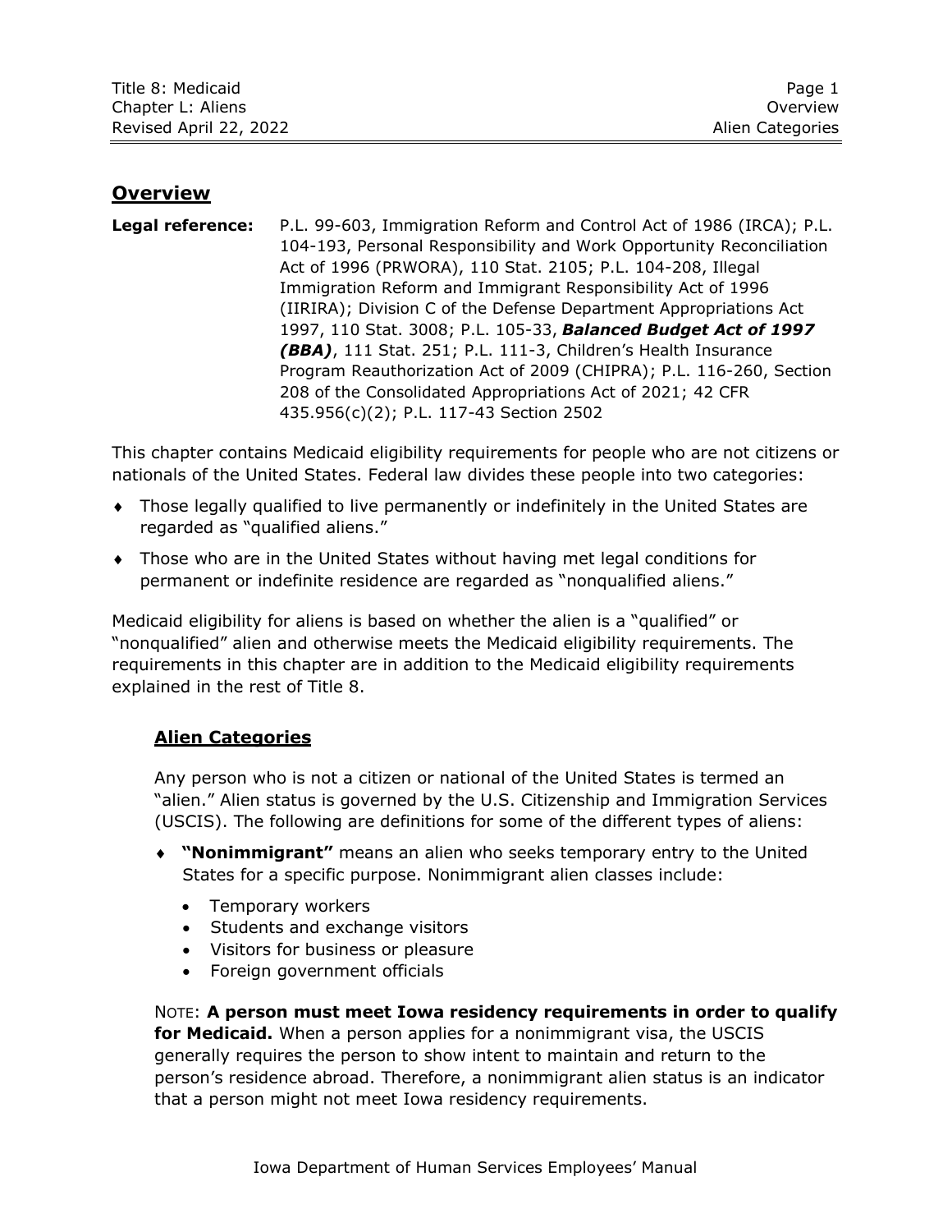## Overview

**Legal reference:** P.L. 99-603, Immigration Reform and Control Act of 1986 (IRCA); P.L. 104-193, Personal Responsibility and Work Opportunity Reconciliation Act of 1996 (PRWORA), 110 Stat. 2105; P.L. 104-208, Illegal Immigration Reform and Immigrant Responsibility Act of 1996 (IIRIRA); Division C of the Defense Department Appropriations Act 1997, 110 Stat. 3008; P.L. 105-33, ***Balanced Budget Act of 1997 (BBA)***, 111 Stat. 251; P.L. 111-3, Children's Health Insurance Program Reauthorization Act of 2009 (CHIPRA); P.L. 116-260, Section 208 of the Consolidated Appropriations Act of 2021; 42 CFR 435.956(c)(2); P.L. 117-43 Section 2502

This chapter contains Medicaid eligibility requirements for people who are not citizens or nationals of the United States. Federal law divides these people into two categories:

- Those legally qualified to live permanently or indefinitely in the United States are regarded as "qualified aliens."
- Those who are in the United States without having met legal conditions for permanent or indefinite residence are regarded as "nonqualified aliens."

Medicaid eligibility for aliens is based on whether the alien is a "qualified" or "nonqualified" alien and otherwise meets the Medicaid eligibility requirements. The requirements in this chapter are in addition to the Medicaid eligibility requirements explained in the rest of Title 8.

### Alien Categories

Any person who is not a citizen or national of the United States is termed an "alien." Alien status is governed by the U.S. Citizenship and Immigration Services (USCIS). The following are definitions for some of the different types of aliens:

- **"Nonimmigrant"** means an alien who seeks temporary entry to the United States for a specific purpose. Nonimmigrant alien classes include:
  - Temporary workers
  - Students and exchange visitors
  - Visitors for business or pleasure
  - Foreign government officials

NOTE: **A person must meet Iowa residency requirements in order to qualify for Medicaid.** When a person applies for a nonimmigrant visa, the USCIS generally requires the person to show intent to maintain and return to the person's residence abroad. Therefore, a nonimmigrant alien status is an indicator that a person might not meet Iowa residency requirements.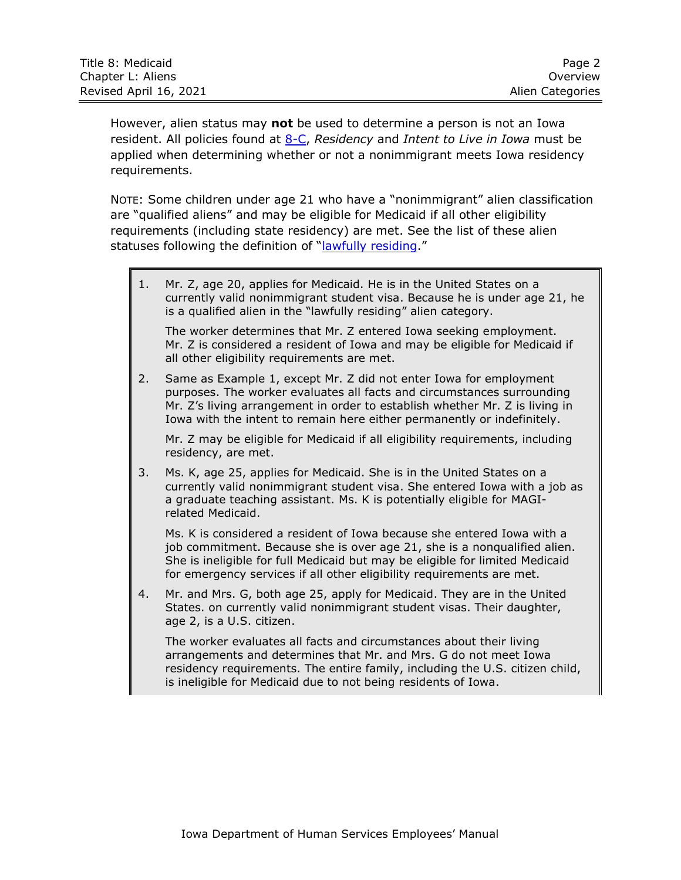However, alien status may **not** be used to determine a person is not an Iowa resident. All policies found at [8-C](), *Residency* and *Intent to Live in Iowa* must be applied when determining whether or not a nonimmigrant meets Iowa residency requirements.

NOTE: Some children under age 21 who have a "nonimmigrant" alien classification are "qualified aliens" and may be eligible for Medicaid if all other eligibility requirements (including state residency) are met. See the list of these alien statuses following the definition of "[lawfully residing]()."

1. Mr. Z, age 20, applies for Medicaid. He is in the United States on a currently valid nonimmigrant student visa. Because he is under age 21, he is a qualified alien in the "lawfully residing" alien category.

   The worker determines that Mr. Z entered Iowa seeking employment. Mr. Z is considered a resident of Iowa and may be eligible for Medicaid if all other eligibility requirements are met.

2. Same as Example 1, except Mr. Z did not enter Iowa for employment purposes. The worker evaluates all facts and circumstances surrounding Mr. Z's living arrangement in order to establish whether Mr. Z is living in Iowa with the intent to remain here either permanently or indefinitely.

   Mr. Z may be eligible for Medicaid if all eligibility requirements, including residency, are met.

3. Ms. K, age 25, applies for Medicaid. She is in the United States on a currently valid nonimmigrant student visa. She entered Iowa with a job as a graduate teaching assistant. Ms. K is potentially eligible for MAGI-related Medicaid.

   Ms. K is considered a resident of Iowa because she entered Iowa with a job commitment. Because she is over age 21, she is a nonqualified alien. She is ineligible for full Medicaid but may be eligible for limited Medicaid for emergency services if all other eligibility requirements are met.

4. Mr. and Mrs. G, both age 25, apply for Medicaid. They are in the United States. on currently valid nonimmigrant student visas. Their daughter, age 2, is a U.S. citizen.

   The worker evaluates all facts and circumstances about their living arrangements and determines that Mr. and Mrs. G do not meet Iowa residency requirements. The entire family, including the U.S. citizen child, is ineligible for Medicaid due to not being residents of Iowa.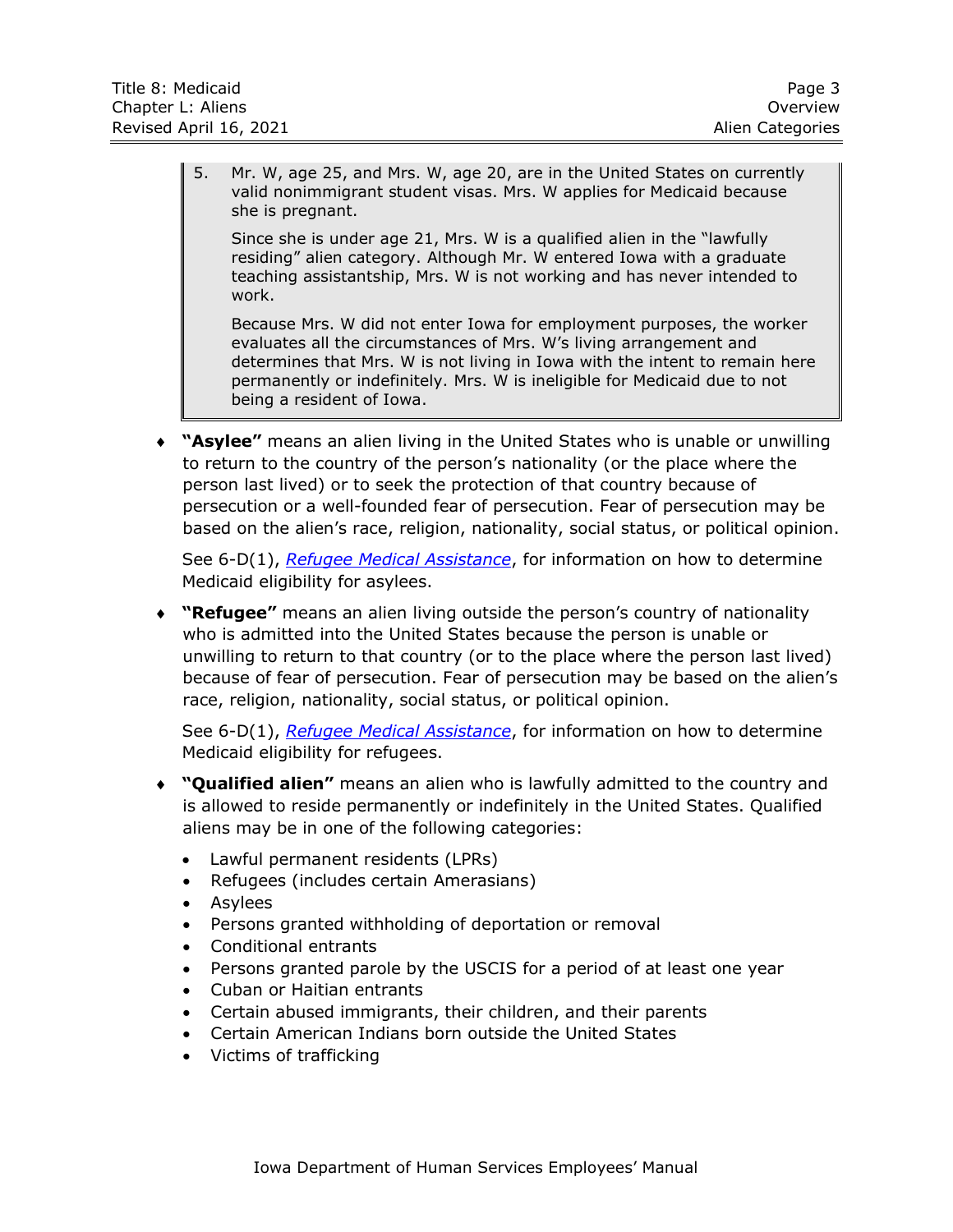5. Mr. W, age 25, and Mrs. W, age 20, are in the United States on currently valid nonimmigrant student visas. Mrs. W applies for Medicaid because she is pregnant.

   Since she is under age 21, Mrs. W is a qualified alien in the "lawfully residing" alien category. Although Mr. W entered Iowa with a graduate teaching assistantship, Mrs. W is not working and has never intended to work.

   Because Mrs. W did not enter Iowa for employment purposes, the worker evaluates all the circumstances of Mrs. W's living arrangement and determines that Mrs. W is not living in Iowa with the intent to remain here permanently or indefinitely. Mrs. W is ineligible for Medicaid due to not being a resident of Iowa.

- **"Asylee"** means an alien living in the United States who is unable or unwilling to return to the country of the person's nationality (or the place where the person last lived) or to seek the protection of that country because of persecution or a well-founded fear of persecution. Fear of persecution may be based on the alien's race, religion, nationality, social status, or political opinion.

  See 6-D(1), *Refugee Medical Assistance*, for information on how to determine Medicaid eligibility for asylees.

- **"Refugee"** means an alien living outside the person's country of nationality who is admitted into the United States because the person is unable or unwilling to return to that country (or to the place where the person last lived) because of fear of persecution. Fear of persecution may be based on the alien's race, religion, nationality, social status, or political opinion.

  See 6-D(1), *Refugee Medical Assistance*, for information on how to determine Medicaid eligibility for refugees.

- **"Qualified alien"** means an alien who is lawfully admitted to the country and is allowed to reside permanently or indefinitely in the United States. Qualified aliens may be in one of the following categories:

  - Lawful permanent residents (LPRs)
  - Refugees (includes certain Amerasians)
  - Asylees
  - Persons granted withholding of deportation or removal
  - Conditional entrants
  - Persons granted parole by the USCIS for a period of at least one year
  - Cuban or Haitian entrants
  - Certain abused immigrants, their children, and their parents
  - Certain American Indians born outside the United States
  - Victims of trafficking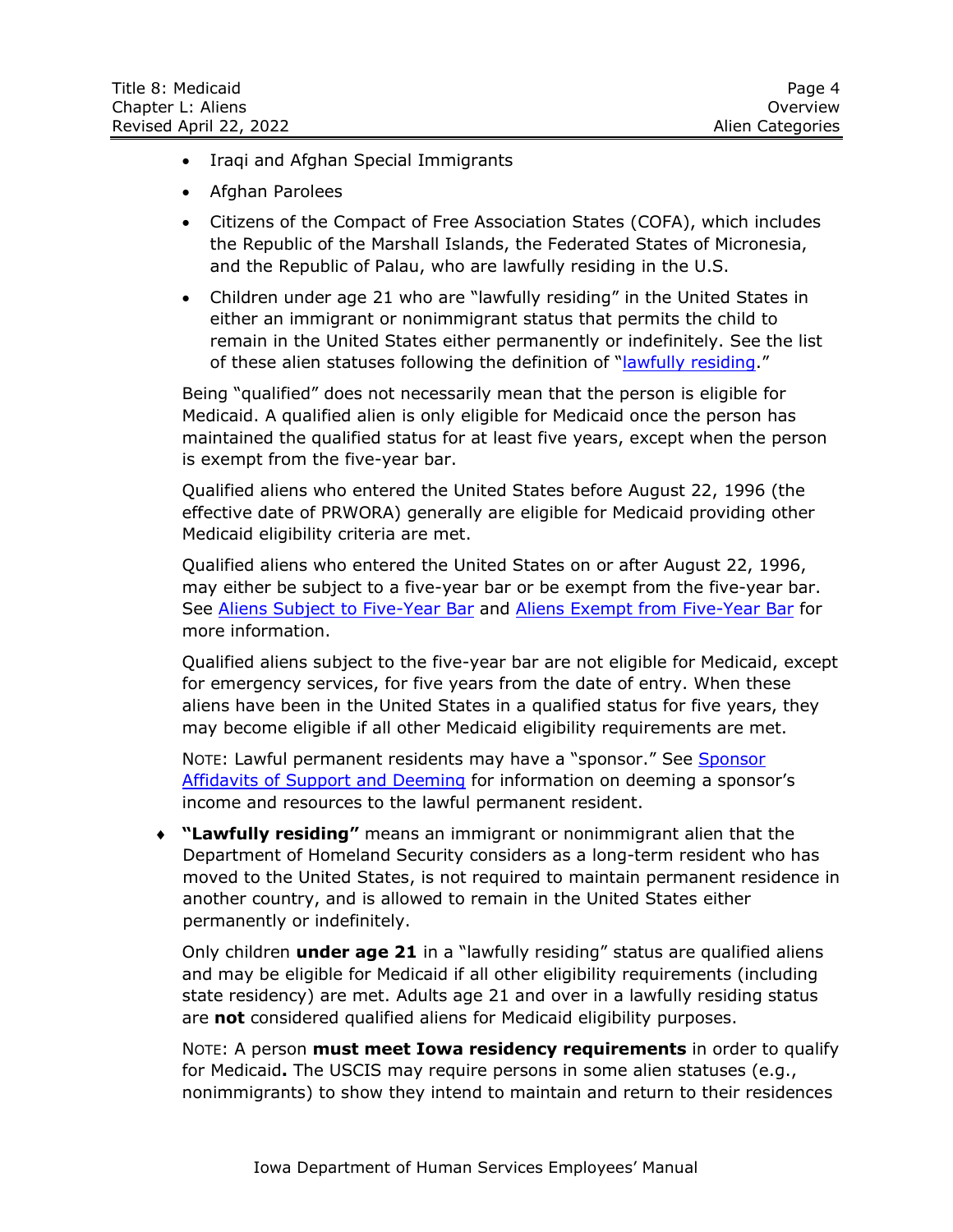- Iraqi and Afghan Special Immigrants
- Afghan Parolees
- Citizens of the Compact of Free Association States (COFA), which includes the Republic of the Marshall Islands, the Federated States of Micronesia, and the Republic of Palau, who are lawfully residing in the U.S.
- Children under age 21 who are "lawfully residing" in the United States in either an immigrant or nonimmigrant status that permits the child to remain in the United States either permanently or indefinitely. See the list of these alien statuses following the definition of "lawfully residing."

Being "qualified" does not necessarily mean that the person is eligible for Medicaid. A qualified alien is only eligible for Medicaid once the person has maintained the qualified status for at least five years, except when the person is exempt from the five-year bar.

Qualified aliens who entered the United States before August 22, 1996 (the effective date of PRWORA) generally are eligible for Medicaid providing other Medicaid eligibility criteria are met.

Qualified aliens who entered the United States on or after August 22, 1996, may either be subject to a five-year bar or be exempt from the five-year bar. See Aliens Subject to Five-Year Bar and Aliens Exempt from Five-Year Bar for more information.

Qualified aliens subject to the five-year bar are not eligible for Medicaid, except for emergency services, for five years from the date of entry. When these aliens have been in the United States in a qualified status for five years, they may become eligible if all other Medicaid eligibility requirements are met.

NOTE: Lawful permanent residents may have a "sponsor." See Sponsor Affidavits of Support and Deeming for information on deeming a sponsor's income and resources to the lawful permanent resident.

- ♦ **"Lawfully residing"** means an immigrant or nonimmigrant alien that the Department of Homeland Security considers as a long-term resident who has moved to the United States, is not required to maintain permanent residence in another country, and is allowed to remain in the United States either permanently or indefinitely.

  Only children **under age 21** in a "lawfully residing" status are qualified aliens and may be eligible for Medicaid if all other eligibility requirements (including state residency) are met. Adults age 21 and over in a lawfully residing status are **not** considered qualified aliens for Medicaid eligibility purposes.

  NOTE: A person **must meet Iowa residency requirements** in order to qualify for Medicaid**.** The USCIS may require persons in some alien statuses (e.g., nonimmigrants) to show they intend to maintain and return to their residences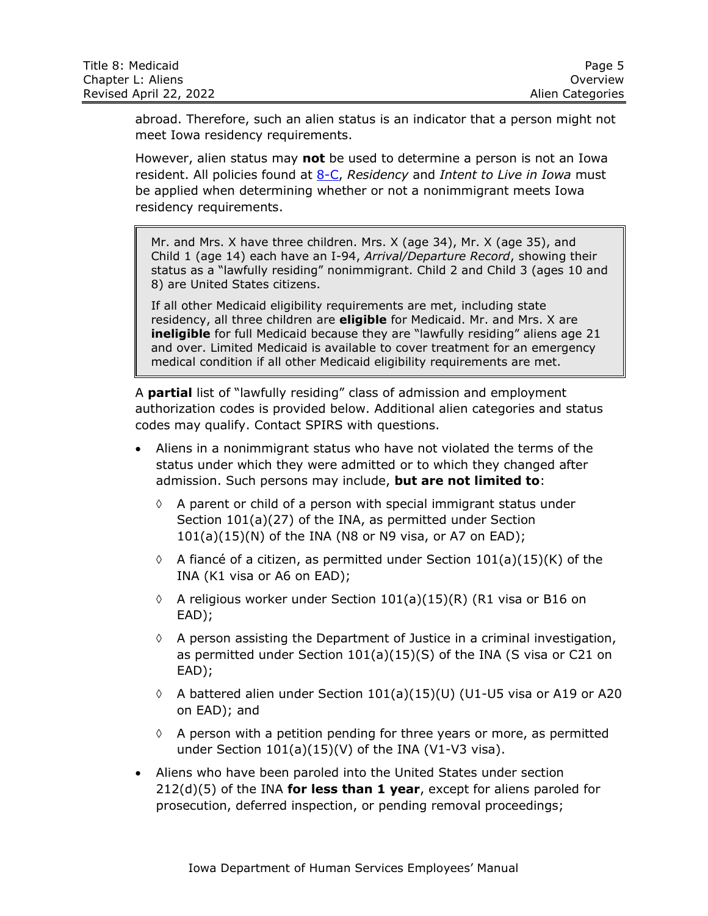abroad. Therefore, such an alien status is an indicator that a person might not meet Iowa residency requirements.

However, alien status may **not** be used to determine a person is not an Iowa resident. All policies found at [8-C](8-C), *Residency* and *Intent to Live in Iowa* must be applied when determining whether or not a nonimmigrant meets Iowa residency requirements.

> Mr. and Mrs. X have three children. Mrs. X (age 34), Mr. X (age 35), and Child 1 (age 14) each have an I-94, *Arrival/Departure Record*, showing their status as a "lawfully residing" nonimmigrant. Child 2 and Child 3 (ages 10 and 8) are United States citizens.
>
> If all other Medicaid eligibility requirements are met, including state residency, all three children are **eligible** for Medicaid. Mr. and Mrs. X are **ineligible** for full Medicaid because they are "lawfully residing" aliens age 21 and over. Limited Medicaid is available to cover treatment for an emergency medical condition if all other Medicaid eligibility requirements are met.

A **partial** list of "lawfully residing" class of admission and employment authorization codes is provided below. Additional alien categories and status codes may qualify. Contact SPIRS with questions.

- Aliens in a nonimmigrant status who have not violated the terms of the status under which they were admitted or to which they changed after admission. Such persons may include, **but are not limited to**:
  - ◊ A parent or child of a person with special immigrant status under Section 101(a)(27) of the INA, as permitted under Section 101(a)(15)(N) of the INA (N8 or N9 visa, or A7 on EAD);
  - ◊ A fiancé of a citizen, as permitted under Section 101(a)(15)(K) of the INA (K1 visa or A6 on EAD);
  - ◊ A religious worker under Section 101(a)(15)(R) (R1 visa or B16 on EAD);
  - ◊ A person assisting the Department of Justice in a criminal investigation, as permitted under Section 101(a)(15)(S) of the INA (S visa or C21 on EAD);
  - ◊ A battered alien under Section 101(a)(15)(U) (U1-U5 visa or A19 or A20 on EAD); and
  - ◊ A person with a petition pending for three years or more, as permitted under Section 101(a)(15)(V) of the INA (V1-V3 visa).
- Aliens who have been paroled into the United States under section 212(d)(5) of the INA **for less than 1 year**, except for aliens paroled for prosecution, deferred inspection, or pending removal proceedings;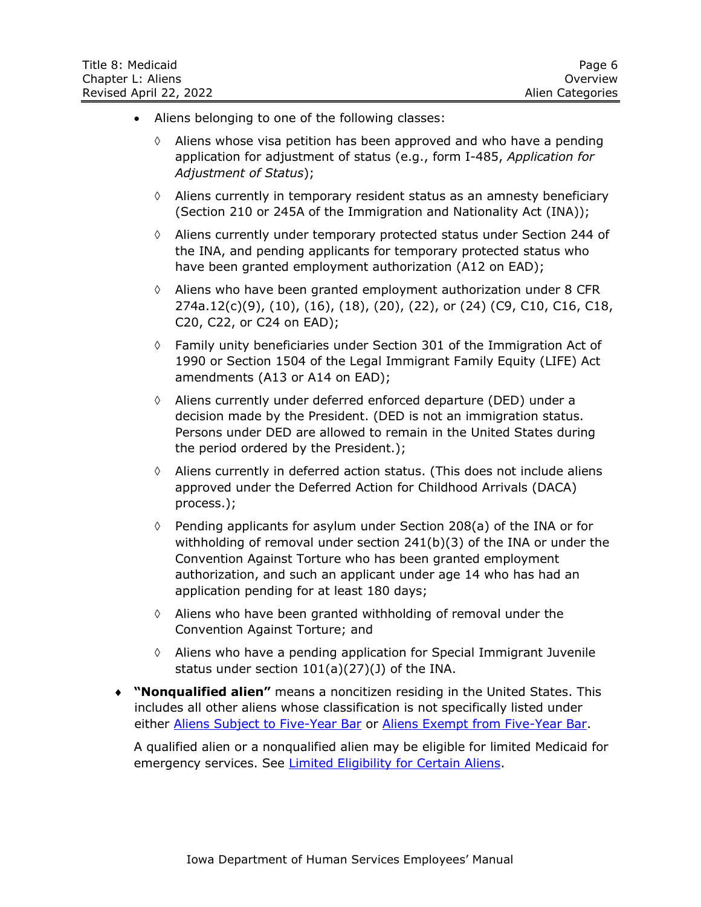- Aliens belonging to one of the following classes:
  - ◊ Aliens whose visa petition has been approved and who have a pending application for adjustment of status (e.g., form I-485, *Application for Adjustment of Status*);
  - ◊ Aliens currently in temporary resident status as an amnesty beneficiary (Section 210 or 245A of the Immigration and Nationality Act (INA));
  - ◊ Aliens currently under temporary protected status under Section 244 of the INA, and pending applicants for temporary protected status who have been granted employment authorization (A12 on EAD);
  - ◊ Aliens who have been granted employment authorization under 8 CFR 274a.12(c)(9), (10), (16), (18), (20), (22), or (24) (C9, C10, C16, C18, C20, C22, or C24 on EAD);
  - ◊ Family unity beneficiaries under Section 301 of the Immigration Act of 1990 or Section 1504 of the Legal Immigrant Family Equity (LIFE) Act amendments (A13 or A14 on EAD);
  - ◊ Aliens currently under deferred enforced departure (DED) under a decision made by the President. (DED is not an immigration status. Persons under DED are allowed to remain in the United States during the period ordered by the President.);
  - ◊ Aliens currently in deferred action status. (This does not include aliens approved under the Deferred Action for Childhood Arrivals (DACA) process.);
  - ◊ Pending applicants for asylum under Section 208(a) of the INA or for withholding of removal under section 241(b)(3) of the INA or under the Convention Against Torture who has been granted employment authorization, and such an applicant under age 14 who has had an application pending for at least 180 days;
  - ◊ Aliens who have been granted withholding of removal under the Convention Against Torture; and
  - ◊ Aliens who have a pending application for Special Immigrant Juvenile status under section 101(a)(27)(J) of the INA.

♦ **"Nonqualified alien"** means a noncitizen residing in the United States. This includes all other aliens whose classification is not specifically listed under either Aliens Subject to Five-Year Bar or Aliens Exempt from Five-Year Bar.

A qualified alien or a nonqualified alien may be eligible for limited Medicaid for emergency services. See Limited Eligibility for Certain Aliens.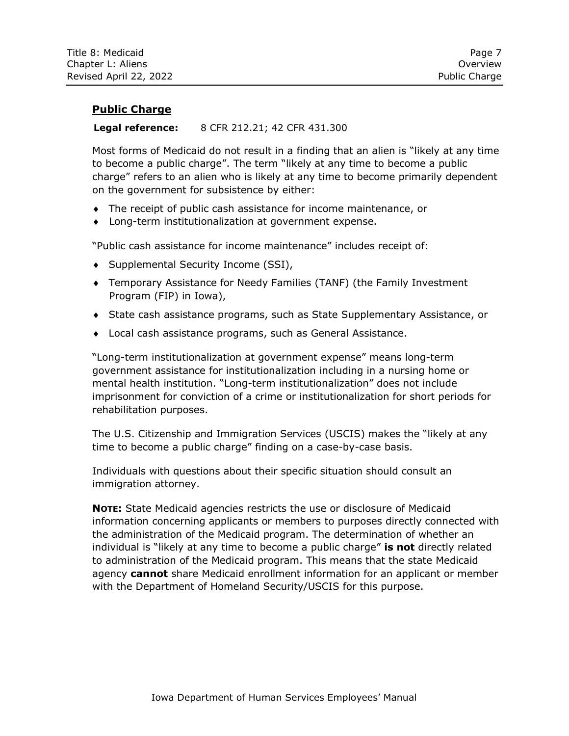## Public Charge

**Legal reference:** 8 CFR 212.21; 42 CFR 431.300

Most forms of Medicaid do not result in a finding that an alien is "likely at any time to become a public charge". The term "likely at any time to become a public charge" refers to an alien who is likely at any time to become primarily dependent on the government for subsistence by either:

- The receipt of public cash assistance for income maintenance, or
- Long-term institutionalization at government expense.

"Public cash assistance for income maintenance" includes receipt of:

- Supplemental Security Income (SSI),
- Temporary Assistance for Needy Families (TANF) (the Family Investment Program (FIP) in Iowa),
- State cash assistance programs, such as State Supplementary Assistance, or
- Local cash assistance programs, such as General Assistance.

"Long-term institutionalization at government expense" means long-term government assistance for institutionalization including in a nursing home or mental health institution. "Long-term institutionalization" does not include imprisonment for conviction of a crime or institutionalization for short periods for rehabilitation purposes.

The U.S. Citizenship and Immigration Services (USCIS) makes the "likely at any time to become a public charge" finding on a case-by-case basis.

Individuals with questions about their specific situation should consult an immigration attorney.

**NOTE:** State Medicaid agencies restricts the use or disclosure of Medicaid information concerning applicants or members to purposes directly connected with the administration of the Medicaid program. The determination of whether an individual is "likely at any time to become a public charge" **is not** directly related to administration of the Medicaid program. This means that the state Medicaid agency **cannot** share Medicaid enrollment information for an applicant or member with the Department of Homeland Security/USCIS for this purpose.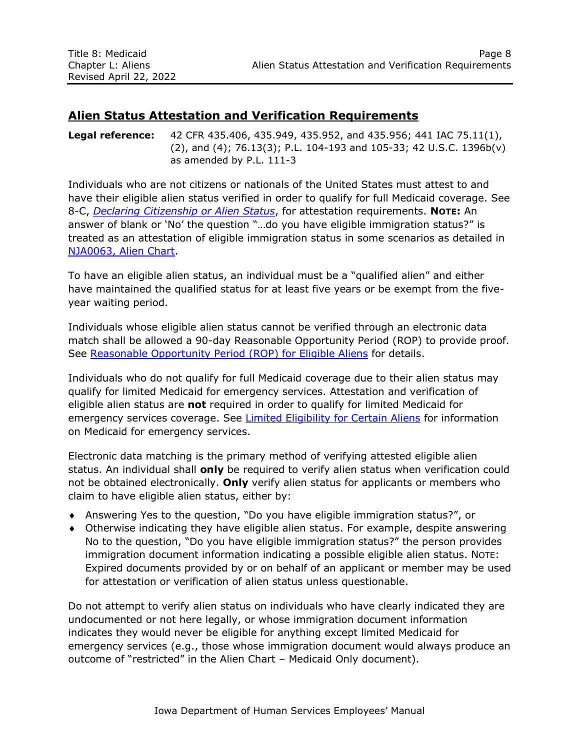## Alien Status Attestation and Verification Requirements

**Legal reference:** 42 CFR 435.406, 435.949, 435.952, and 435.956; 441 IAC 75.11(1), (2), and (4); 76.13(3); P.L. 104-193 and 105-33; 42 U.S.C. 1396b(v) as amended by P.L. 111-3

Individuals who are not citizens or nationals of the United States must attest to and have their eligible alien status verified in order to qualify for full Medicaid coverage. See 8-C, *Declaring Citizenship or Alien Status*, for attestation requirements. **NOTE:** An answer of blank or 'No' the question "…do you have eligible immigration status?" is treated as an attestation of eligible immigration status in some scenarios as detailed in NJA0063, Alien Chart.

To have an eligible alien status, an individual must be a "qualified alien" and either have maintained the qualified status for at least five years or be exempt from the five-year waiting period.

Individuals whose eligible alien status cannot be verified through an electronic data match shall be allowed a 90-day Reasonable Opportunity Period (ROP) to provide proof. See Reasonable Opportunity Period (ROP) for Eligible Aliens for details.

Individuals who do not qualify for full Medicaid coverage due to their alien status may qualify for limited Medicaid for emergency services. Attestation and verification of eligible alien status are **not** required in order to qualify for limited Medicaid for emergency services coverage. See Limited Eligibility for Certain Aliens for information on Medicaid for emergency services.

Electronic data matching is the primary method of verifying attested eligible alien status. An individual shall **only** be required to verify alien status when verification could not be obtained electronically. **Only** verify alien status for applicants or members who claim to have eligible alien status, either by:

- Answering Yes to the question, "Do you have eligible immigration status?", or
- Otherwise indicating they have eligible alien status. For example, despite answering No to the question, "Do you have eligible immigration status?" the person provides immigration document information indicating a possible eligible alien status. NOTE: Expired documents provided by or on behalf of an applicant or member may be used for attestation or verification of alien status unless questionable.

Do not attempt to verify alien status on individuals who have clearly indicated they are undocumented or not here legally, or whose immigration document information indicates they would never be eligible for anything except limited Medicaid for emergency services (e.g., those whose immigration document would always produce an outcome of "restricted" in the Alien Chart – Medicaid Only document).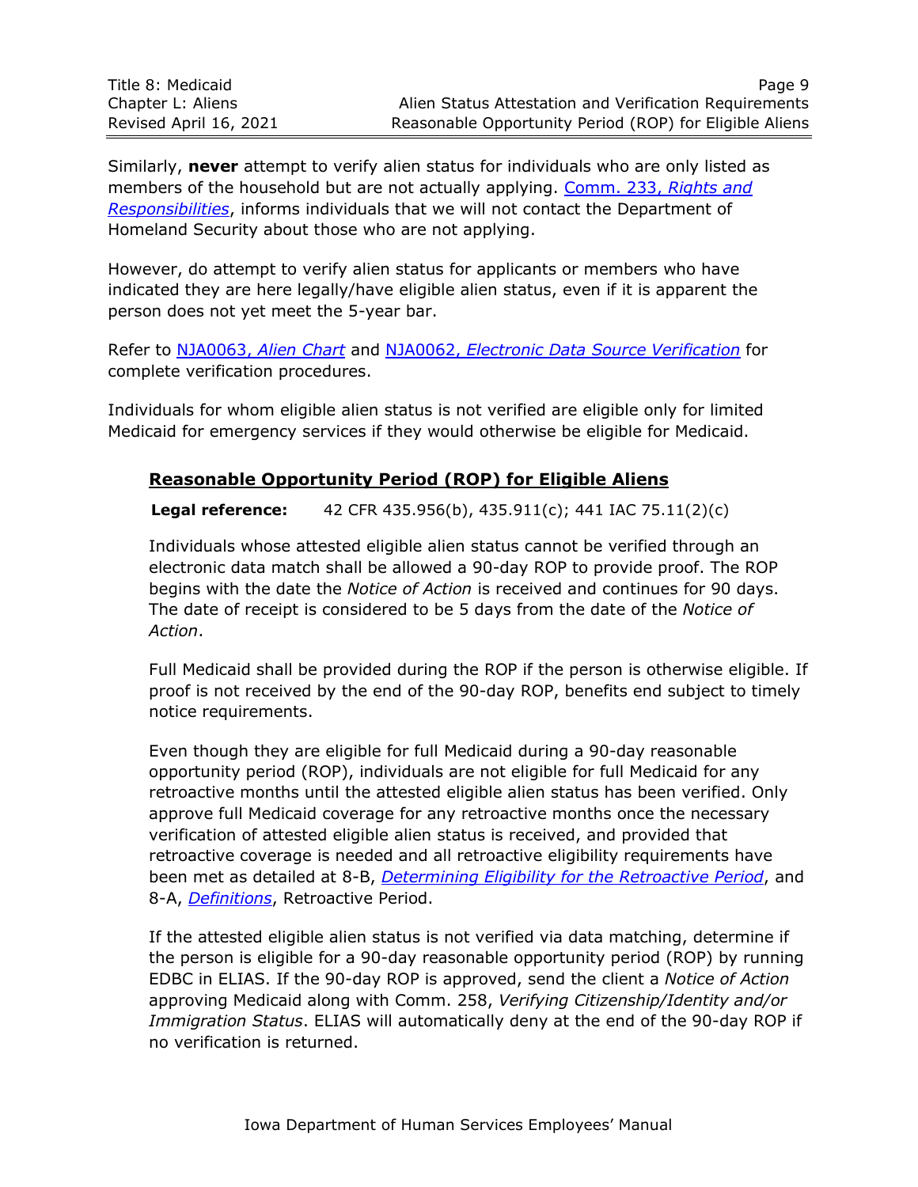Similarly, **never** attempt to verify alien status for individuals who are only listed as members of the household but are not actually applying. Comm. 233, *Rights and Responsibilities*, informs individuals that we will not contact the Department of Homeland Security about those who are not applying.

However, do attempt to verify alien status for applicants or members who have indicated they are here legally/have eligible alien status, even if it is apparent the person does not yet meet the 5-year bar.

Refer to NJA0063, *Alien Chart* and NJA0062, *Electronic Data Source Verification* for complete verification procedures.

Individuals for whom eligible alien status is not verified are eligible only for limited Medicaid for emergency services if they would otherwise be eligible for Medicaid.

## Reasonable Opportunity Period (ROP) for Eligible Aliens

**Legal reference:** 42 CFR 435.956(b), 435.911(c); 441 IAC 75.11(2)(c)

Individuals whose attested eligible alien status cannot be verified through an electronic data match shall be allowed a 90-day ROP to provide proof. The ROP begins with the date the *Notice of Action* is received and continues for 90 days. The date of receipt is considered to be 5 days from the date of the *Notice of Action*.

Full Medicaid shall be provided during the ROP if the person is otherwise eligible. If proof is not received by the end of the 90-day ROP, benefits end subject to timely notice requirements.

Even though they are eligible for full Medicaid during a 90-day reasonable opportunity period (ROP), individuals are not eligible for full Medicaid for any retroactive months until the attested eligible alien status has been verified. Only approve full Medicaid coverage for any retroactive months once the necessary verification of attested eligible alien status is received, and provided that retroactive coverage is needed and all retroactive eligibility requirements have been met as detailed at 8-B, *Determining Eligibility for the Retroactive Period*, and 8-A, *Definitions*, Retroactive Period.

If the attested eligible alien status is not verified via data matching, determine if the person is eligible for a 90-day reasonable opportunity period (ROP) by running EDBC in ELIAS. If the 90-day ROP is approved, send the client a *Notice of Action* approving Medicaid along with Comm. 258, *Verifying Citizenship/Identity and/or Immigration Status*. ELIAS will automatically deny at the end of the 90-day ROP if no verification is returned.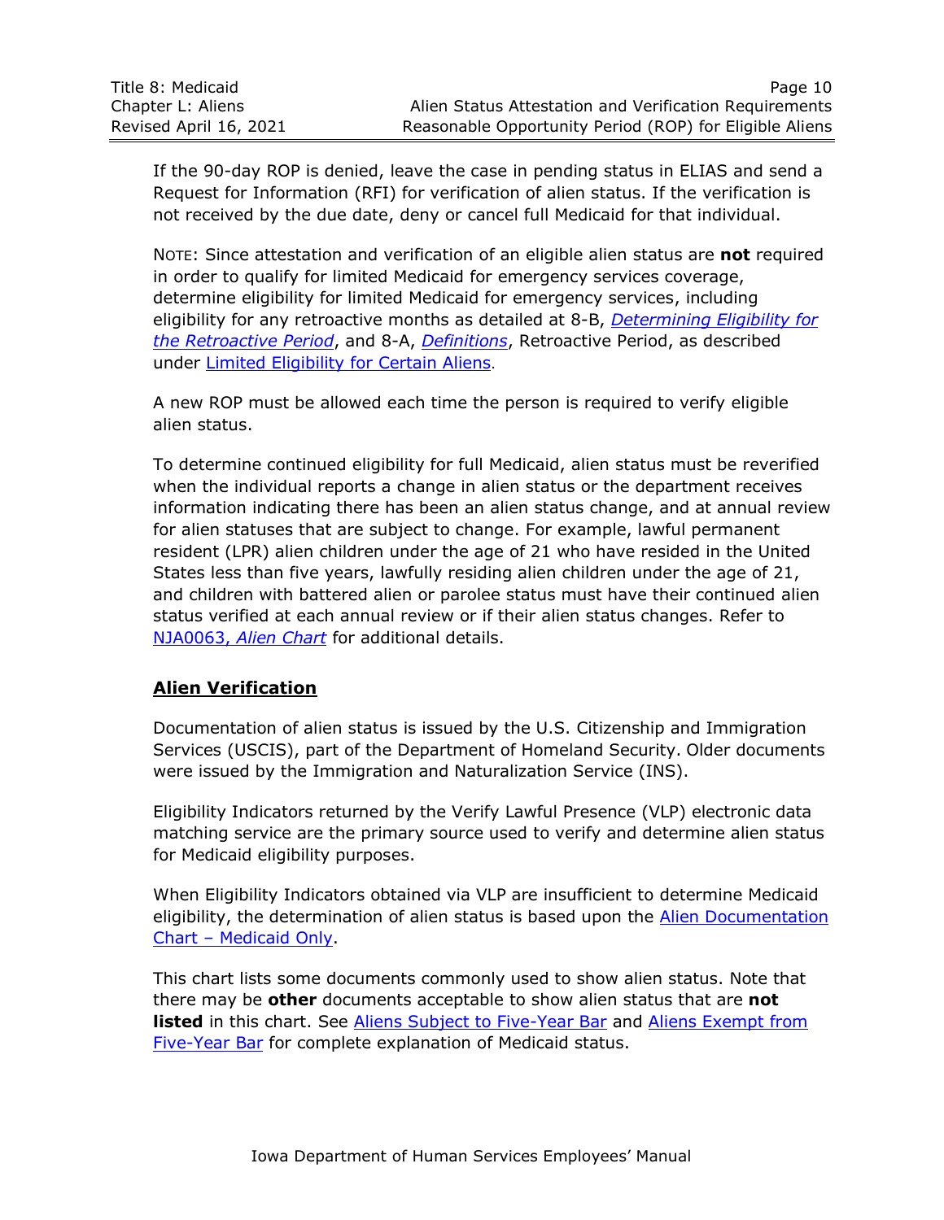If the 90-day ROP is denied, leave the case in pending status in ELIAS and send a Request for Information (RFI) for verification of alien status. If the verification is not received by the due date, deny or cancel full Medicaid for that individual.

NOTE: Since attestation and verification of an eligible alien status are **not** required in order to qualify for limited Medicaid for emergency services coverage, determine eligibility for limited Medicaid for emergency services, including eligibility for any retroactive months as detailed at 8-B, *Determining Eligibility for the Retroactive Period*, and 8-A, *Definitions*, Retroactive Period, as described under Limited Eligibility for Certain Aliens.

A new ROP must be allowed each time the person is required to verify eligible alien status.

To determine continued eligibility for full Medicaid, alien status must be reverified when the individual reports a change in alien status or the department receives information indicating there has been an alien status change, and at annual review for alien statuses that are subject to change. For example, lawful permanent resident (LPR) alien children under the age of 21 who have resided in the United States less than five years, lawfully residing alien children under the age of 21, and children with battered alien or parolee status must have their continued alien status verified at each annual review or if their alien status changes. Refer to NJA0063, *Alien Chart* for additional details.

## Alien Verification

Documentation of alien status is issued by the U.S. Citizenship and Immigration Services (USCIS), part of the Department of Homeland Security. Older documents were issued by the Immigration and Naturalization Service (INS).

Eligibility Indicators returned by the Verify Lawful Presence (VLP) electronic data matching service are the primary source used to verify and determine alien status for Medicaid eligibility purposes.

When Eligibility Indicators obtained via VLP are insufficient to determine Medicaid eligibility, the determination of alien status is based upon the Alien Documentation Chart – Medicaid Only.

This chart lists some documents commonly used to show alien status. Note that there may be **other** documents acceptable to show alien status that are **not listed** in this chart. See Aliens Subject to Five-Year Bar and Aliens Exempt from Five-Year Bar for complete explanation of Medicaid status.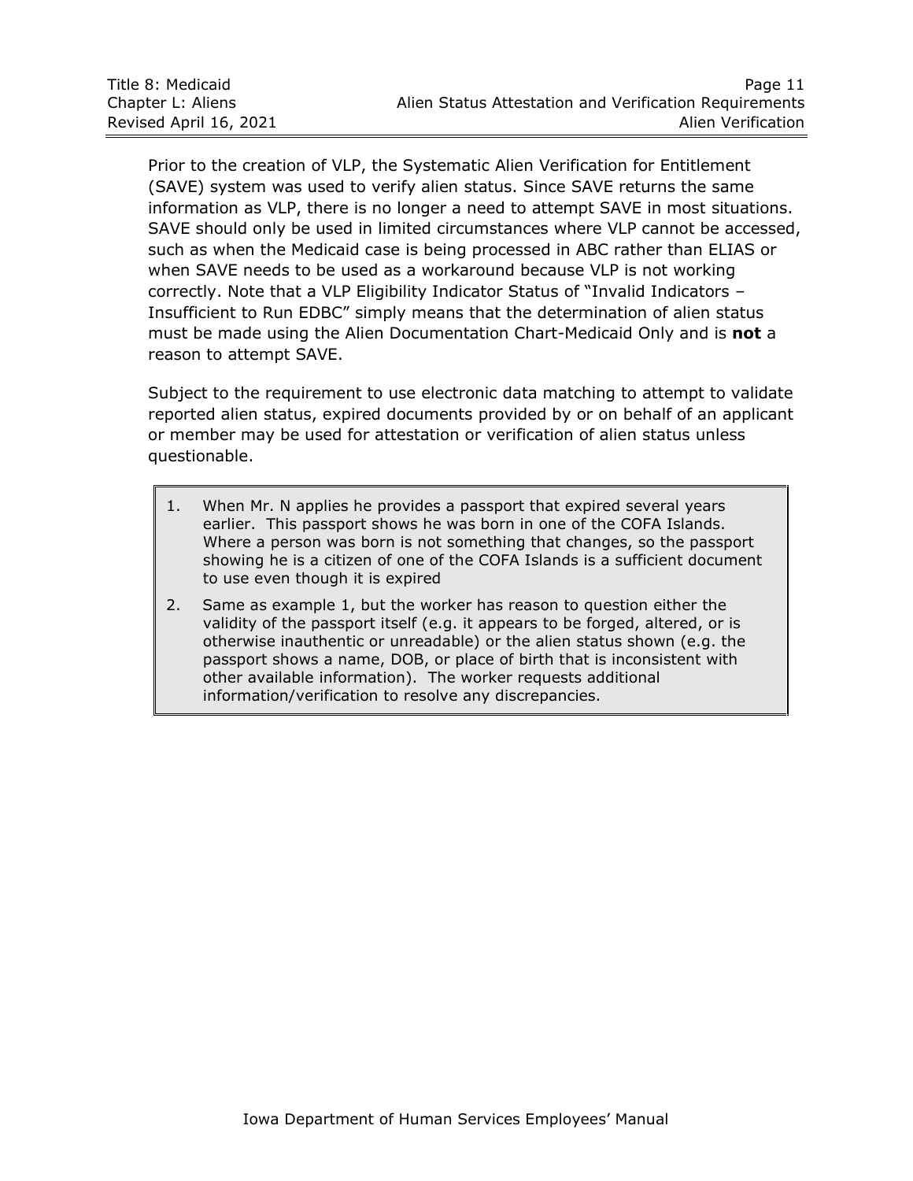Prior to the creation of VLP, the Systematic Alien Verification for Entitlement (SAVE) system was used to verify alien status. Since SAVE returns the same information as VLP, there is no longer a need to attempt SAVE in most situations. SAVE should only be used in limited circumstances where VLP cannot be accessed, such as when the Medicaid case is being processed in ABC rather than ELIAS or when SAVE needs to be used as a workaround because VLP is not working correctly. Note that a VLP Eligibility Indicator Status of "Invalid Indicators – Insufficient to Run EDBC" simply means that the determination of alien status must be made using the Alien Documentation Chart-Medicaid Only and is **not** a reason to attempt SAVE.

Subject to the requirement to use electronic data matching to attempt to validate reported alien status, expired documents provided by or on behalf of an applicant or member may be used for attestation or verification of alien status unless questionable.

1. When Mr. N applies he provides a passport that expired several years earlier. This passport shows he was born in one of the COFA Islands. Where a person was born is not something that changes, so the passport showing he is a citizen of one of the COFA Islands is a sufficient document to use even though it is expired

2. Same as example 1, but the worker has reason to question either the validity of the passport itself (e.g. it appears to be forged, altered, or is otherwise inauthentic or unreadable) or the alien status shown (e.g. the passport shows a name, DOB, or place of birth that is inconsistent with other available information). The worker requests additional information/verification to resolve any discrepancies.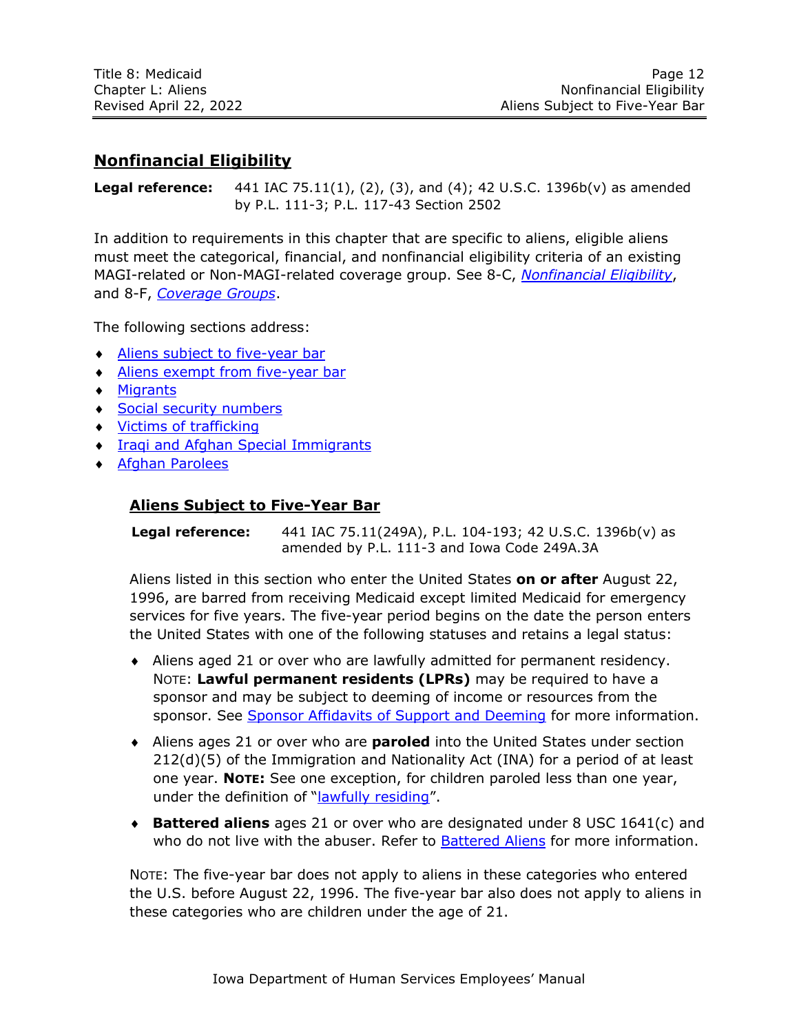## Nonfinancial Eligibility

**Legal reference:** 441 IAC 75.11(1), (2), (3), and (4); 42 U.S.C. 1396b(v) as amended by P.L. 111-3; P.L. 117-43 Section 2502

In addition to requirements in this chapter that are specific to aliens, eligible aliens must meet the categorical, financial, and nonfinancial eligibility criteria of an existing MAGI-related or Non-MAGI-related coverage group. See 8-C, *Nonfinancial Eligibility*, and 8-F, *Coverage Groups*.

The following sections address:

- Aliens subject to five-year bar
- Aliens exempt from five-year bar
- Migrants
- Social security numbers
- Victims of trafficking
- Iraqi and Afghan Special Immigrants
- Afghan Parolees

### Aliens Subject to Five-Year Bar

**Legal reference:** 441 IAC 75.11(249A), P.L. 104-193; 42 U.S.C. 1396b(v) as amended by P.L. 111-3 and Iowa Code 249A.3A

Aliens listed in this section who enter the United States **on or after** August 22, 1996, are barred from receiving Medicaid except limited Medicaid for emergency services for five years. The five-year period begins on the date the person enters the United States with one of the following statuses and retains a legal status:

- Aliens aged 21 or over who are lawfully admitted for permanent residency. NOTE: **Lawful permanent residents (LPRs)** may be required to have a sponsor and may be subject to deeming of income or resources from the sponsor. See Sponsor Affidavits of Support and Deeming for more information.
- Aliens ages 21 or over who are **paroled** into the United States under section 212(d)(5) of the Immigration and Nationality Act (INA) for a period of at least one year. **NOTE:** See one exception, for children paroled less than one year, under the definition of "lawfully residing".
- **Battered aliens** ages 21 or over who are designated under 8 USC 1641(c) and who do not live with the abuser. Refer to Battered Aliens for more information.

NOTE: The five-year bar does not apply to aliens in these categories who entered the U.S. before August 22, 1996. The five-year bar also does not apply to aliens in these categories who are children under the age of 21.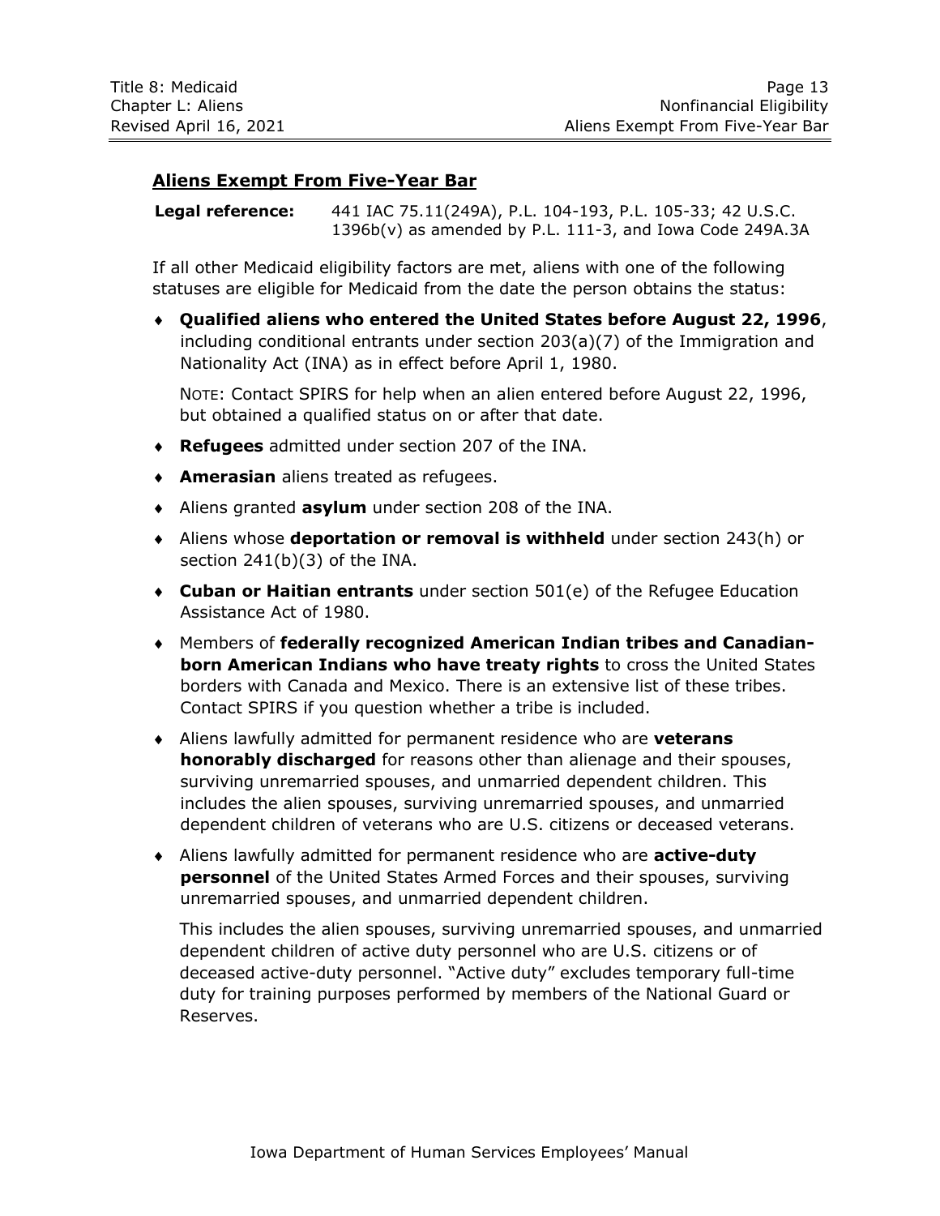## Aliens Exempt From Five-Year Bar

| **Legal reference:** | 441 IAC 75.11(249A), P.L. 104-193, P.L. 105-33; 42 U.S.C. 1396b(v) as amended by P.L. 111-3, and Iowa Code 249A.3A |
|---|---|

If all other Medicaid eligibility factors are met, aliens with one of the following statuses are eligible for Medicaid from the date the person obtains the status:

- **Qualified aliens who entered the United States before August 22, 1996**, including conditional entrants under section 203(a)(7) of the Immigration and Nationality Act (INA) as in effect before April 1, 1980.

  NOTE: Contact SPIRS for help when an alien entered before August 22, 1996, but obtained a qualified status on or after that date.

- **Refugees** admitted under section 207 of the INA.
- **Amerasian** aliens treated as refugees.
- Aliens granted **asylum** under section 208 of the INA.
- Aliens whose **deportation or removal is withheld** under section 243(h) or section 241(b)(3) of the INA.
- **Cuban or Haitian entrants** under section 501(e) of the Refugee Education Assistance Act of 1980.
- Members of **federally recognized American Indian tribes and Canadian-born American Indians who have treaty rights** to cross the United States borders with Canada and Mexico. There is an extensive list of these tribes. Contact SPIRS if you question whether a tribe is included.
- Aliens lawfully admitted for permanent residence who are **veterans honorably discharged** for reasons other than alienage and their spouses, surviving unremarried spouses, and unmarried dependent children. This includes the alien spouses, surviving unremarried spouses, and unmarried dependent children of veterans who are U.S. citizens or deceased veterans.
- Aliens lawfully admitted for permanent residence who are **active-duty personnel** of the United States Armed Forces and their spouses, surviving unremarried spouses, and unmarried dependent children.

  This includes the alien spouses, surviving unremarried spouses, and unmarried dependent children of active duty personnel who are U.S. citizens or of deceased active-duty personnel. "Active duty" excludes temporary full-time duty for training purposes performed by members of the National Guard or Reserves.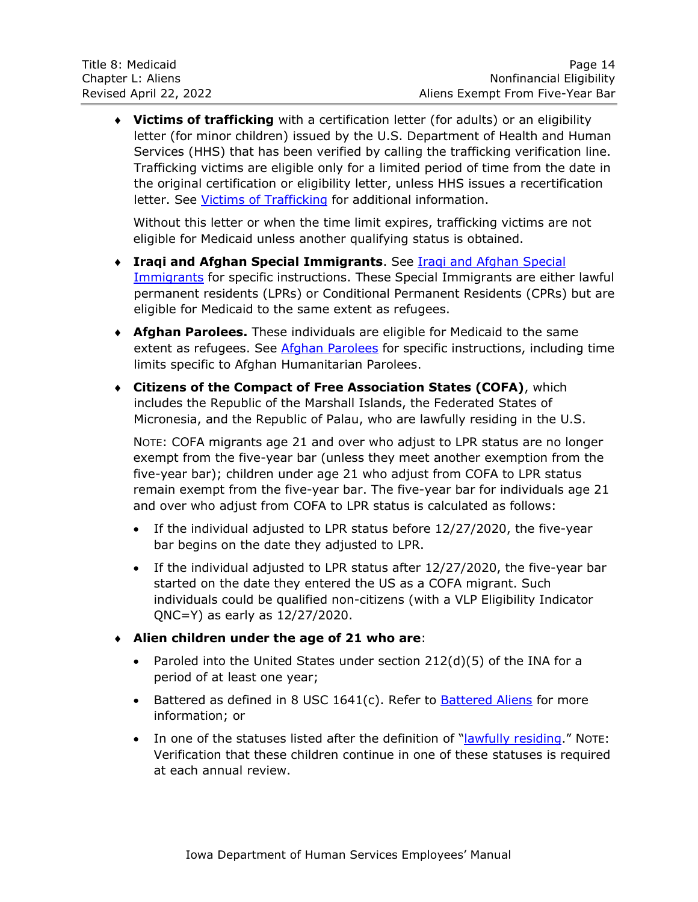- **Victims of trafficking** with a certification letter (for adults) or an eligibility letter (for minor children) issued by the U.S. Department of Health and Human Services (HHS) that has been verified by calling the trafficking verification line. Trafficking victims are eligible only for a limited period of time from the date in the original certification or eligibility letter, unless HHS issues a recertification letter. See Victims of Trafficking for additional information.

  Without this letter or when the time limit expires, trafficking victims are not eligible for Medicaid unless another qualifying status is obtained.

- **Iraqi and Afghan Special Immigrants**. See Iraqi and Afghan Special Immigrants for specific instructions. These Special Immigrants are either lawful permanent residents (LPRs) or Conditional Permanent Residents (CPRs) but are eligible for Medicaid to the same extent as refugees.

- **Afghan Parolees.** These individuals are eligible for Medicaid to the same extent as refugees. See Afghan Parolees for specific instructions, including time limits specific to Afghan Humanitarian Parolees.

- **Citizens of the Compact of Free Association States (COFA)**, which includes the Republic of the Marshall Islands, the Federated States of Micronesia, and the Republic of Palau, who are lawfully residing in the U.S.

  NOTE: COFA migrants age 21 and over who adjust to LPR status are no longer exempt from the five-year bar (unless they meet another exemption from the five-year bar); children under age 21 who adjust from COFA to LPR status remain exempt from the five-year bar. The five-year bar for individuals age 21 and over who adjust from COFA to LPR status is calculated as follows:

  - If the individual adjusted to LPR status before 12/27/2020, the five-year bar begins on the date they adjusted to LPR.
  - If the individual adjusted to LPR status after 12/27/2020, the five-year bar started on the date they entered the US as a COFA migrant. Such individuals could be qualified non-citizens (with a VLP Eligibility Indicator QNC=Y) as early as 12/27/2020.

- **Alien children under the age of 21 who are**:

  - Paroled into the United States under section 212(d)(5) of the INA for a period of at least one year;
  - Battered as defined in 8 USC 1641(c). Refer to Battered Aliens for more information; or
  - In one of the statuses listed after the definition of "lawfully residing." NOTE: Verification that these children continue in one of these statuses is required at each annual review.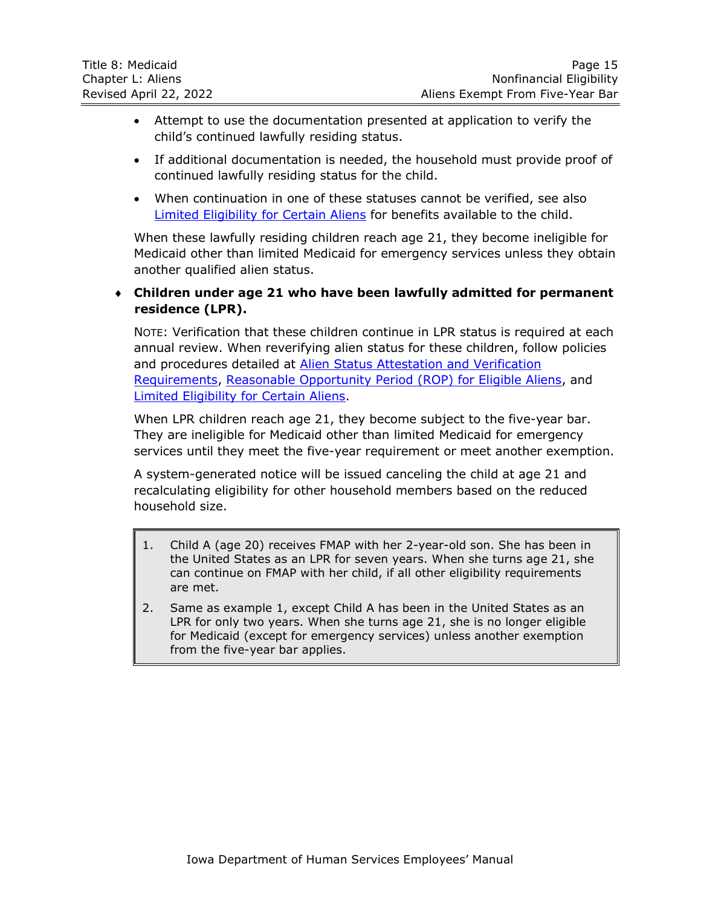- Attempt to use the documentation presented at application to verify the child's continued lawfully residing status.
- If additional documentation is needed, the household must provide proof of continued lawfully residing status for the child.
- When continuation in one of these statuses cannot be verified, see also Limited Eligibility for Certain Aliens for benefits available to the child.

When these lawfully residing children reach age 21, they become ineligible for Medicaid other than limited Medicaid for emergency services unless they obtain another qualified alien status.

♦ **Children under age 21 who have been lawfully admitted for permanent residence (LPR).**

NOTE: Verification that these children continue in LPR status is required at each annual review. When reverifying alien status for these children, follow policies and procedures detailed at Alien Status Attestation and Verification Requirements, Reasonable Opportunity Period (ROP) for Eligible Aliens, and Limited Eligibility for Certain Aliens.

When LPR children reach age 21, they become subject to the five-year bar. They are ineligible for Medicaid other than limited Medicaid for emergency services until they meet the five-year requirement or meet another exemption.

A system-generated notice will be issued canceling the child at age 21 and recalculating eligibility for other household members based on the reduced household size.

> 1. Child A (age 20) receives FMAP with her 2-year-old son. She has been in the United States as an LPR for seven years. When she turns age 21, she can continue on FMAP with her child, if all other eligibility requirements are met.
> 2. Same as example 1, except Child A has been in the United States as an LPR for only two years. When she turns age 21, she is no longer eligible for Medicaid (except for emergency services) unless another exemption from the five-year bar applies.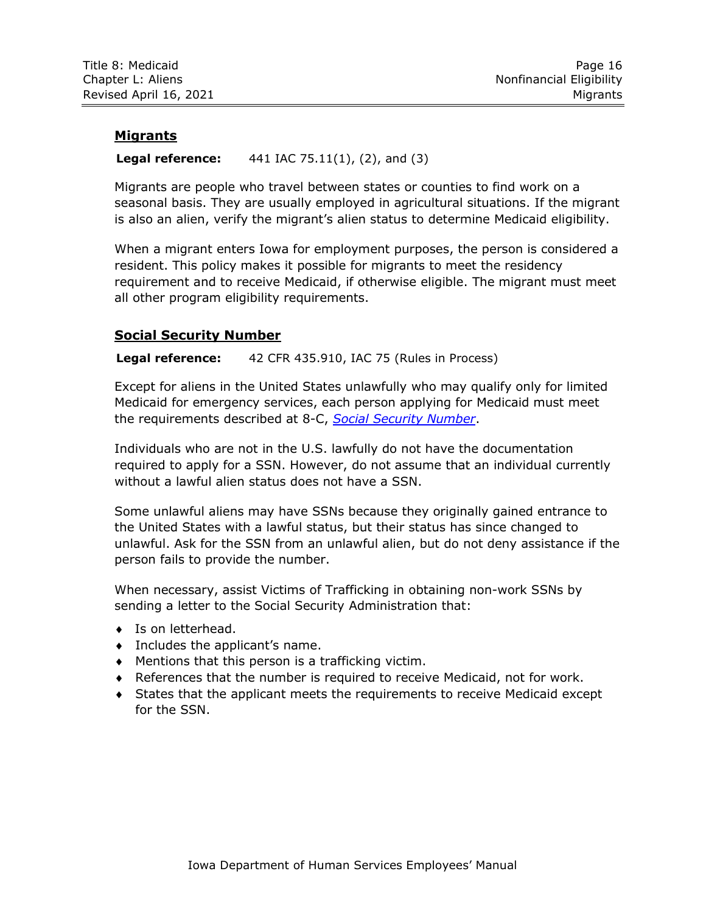## Migrants

**Legal reference:** 441 IAC 75.11(1), (2), and (3)

Migrants are people who travel between states or counties to find work on a seasonal basis. They are usually employed in agricultural situations. If the migrant is also an alien, verify the migrant's alien status to determine Medicaid eligibility.

When a migrant enters Iowa for employment purposes, the person is considered a resident. This policy makes it possible for migrants to meet the residency requirement and to receive Medicaid, if otherwise eligible. The migrant must meet all other program eligibility requirements.

## Social Security Number

**Legal reference:** 42 CFR 435.910, IAC 75 (Rules in Process)

Except for aliens in the United States unlawfully who may qualify only for limited Medicaid for emergency services, each person applying for Medicaid must meet the requirements described at 8-C, *Social Security Number*.

Individuals who are not in the U.S. lawfully do not have the documentation required to apply for a SSN. However, do not assume that an individual currently without a lawful alien status does not have a SSN.

Some unlawful aliens may have SSNs because they originally gained entrance to the United States with a lawful status, but their status has since changed to unlawful. Ask for the SSN from an unlawful alien, but do not deny assistance if the person fails to provide the number.

When necessary, assist Victims of Trafficking in obtaining non-work SSNs by sending a letter to the Social Security Administration that:

- Is on letterhead.
- Includes the applicant's name.
- Mentions that this person is a trafficking victim.
- References that the number is required to receive Medicaid, not for work.
- States that the applicant meets the requirements to receive Medicaid except for the SSN.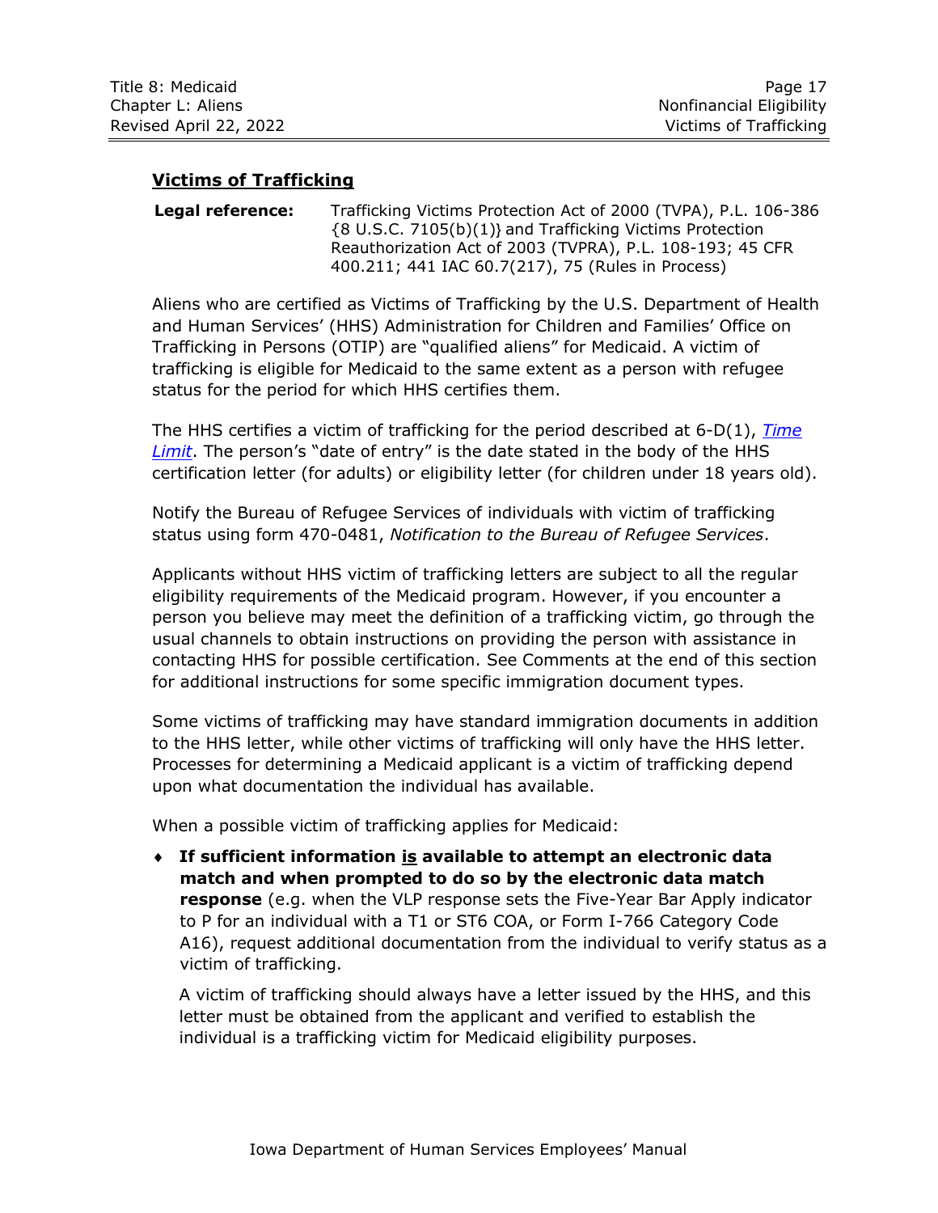## Victims of Trafficking

**Legal reference:** Trafficking Victims Protection Act of 2000 (TVPA), P.L. 106-386 {8 U.S.C. 7105(b)(1)} and Trafficking Victims Protection Reauthorization Act of 2003 (TVPRA), P.L. 108-193; 45 CFR 400.211; 441 IAC 60.7(217), 75 (Rules in Process)

Aliens who are certified as Victims of Trafficking by the U.S. Department of Health and Human Services' (HHS) Administration for Children and Families' Office on Trafficking in Persons (OTIP) are "qualified aliens" for Medicaid. A victim of trafficking is eligible for Medicaid to the same extent as a person with refugee status for the period for which HHS certifies them.

The HHS certifies a victim of trafficking for the period described at 6-D(1), *Time Limit*. The person's "date of entry" is the date stated in the body of the HHS certification letter (for adults) or eligibility letter (for children under 18 years old).

Notify the Bureau of Refugee Services of individuals with victim of trafficking status using form 470-0481, *Notification to the Bureau of Refugee Services*.

Applicants without HHS victim of trafficking letters are subject to all the regular eligibility requirements of the Medicaid program. However, if you encounter a person you believe may meet the definition of a trafficking victim, go through the usual channels to obtain instructions on providing the person with assistance in contacting HHS for possible certification. See Comments at the end of this section for additional instructions for some specific immigration document types.

Some victims of trafficking may have standard immigration documents in addition to the HHS letter, while other victims of trafficking will only have the HHS letter. Processes for determining a Medicaid applicant is a victim of trafficking depend upon what documentation the individual has available.

When a possible victim of trafficking applies for Medicaid:

- **If sufficient information is available to attempt an electronic data match and when prompted to do so by the electronic data match response** (e.g. when the VLP response sets the Five-Year Bar Apply indicator to P for an individual with a T1 or ST6 COA, or Form I-766 Category Code A16), request additional documentation from the individual to verify status as a victim of trafficking.

  A victim of trafficking should always have a letter issued by the HHS, and this letter must be obtained from the applicant and verified to establish the individual is a trafficking victim for Medicaid eligibility purposes.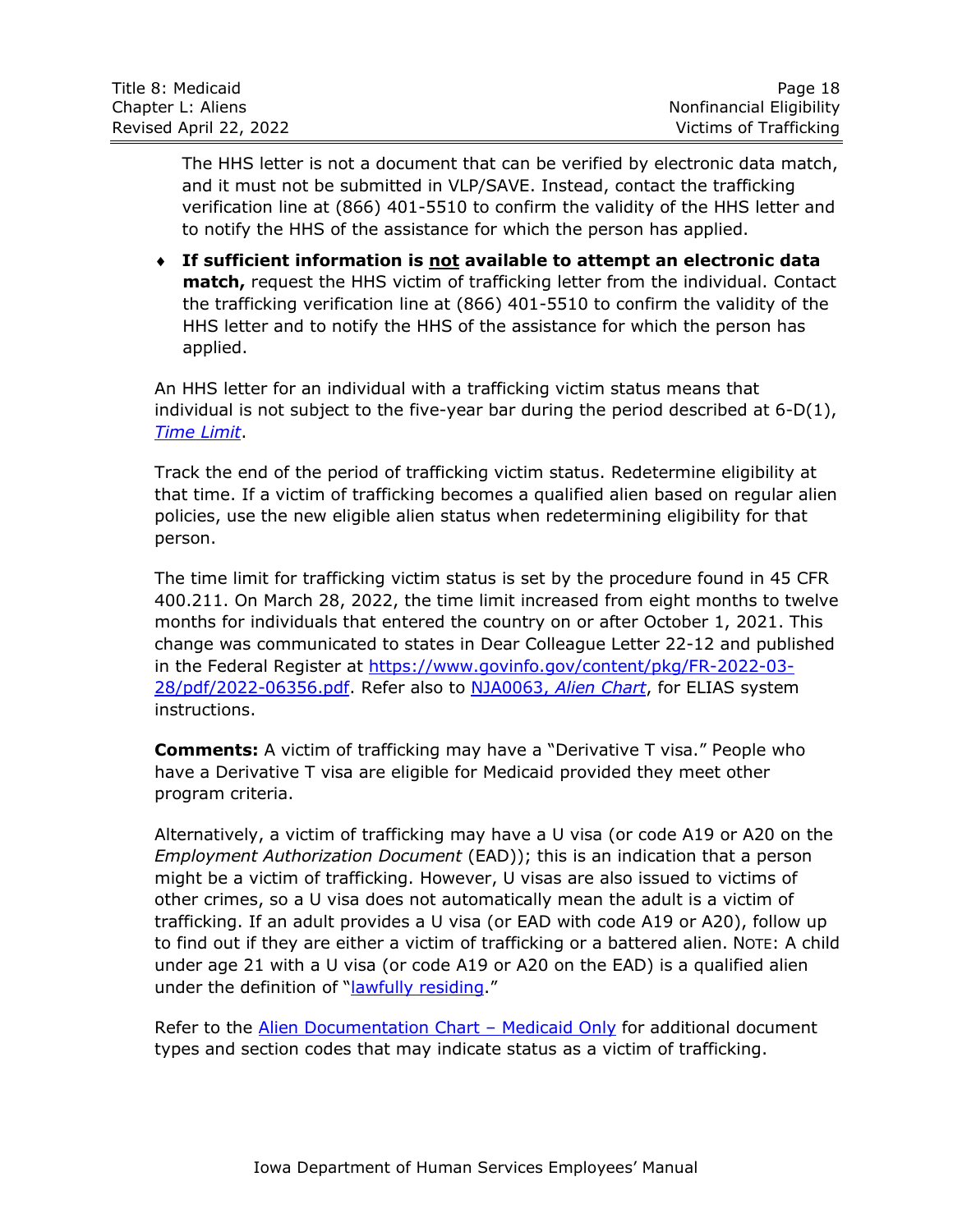The HHS letter is not a document that can be verified by electronic data match, and it must not be submitted in VLP/SAVE. Instead, contact the trafficking verification line at (866) 401-5510 to confirm the validity of the HHS letter and to notify the HHS of the assistance for which the person has applied.

- **If sufficient information is not available to attempt an electronic data match,** request the HHS victim of trafficking letter from the individual. Contact the trafficking verification line at (866) 401-5510 to confirm the validity of the HHS letter and to notify the HHS of the assistance for which the person has applied.

An HHS letter for an individual with a trafficking victim status means that individual is not subject to the five-year bar during the period described at 6-D(1), *Time Limit*.

Track the end of the period of trafficking victim status. Redetermine eligibility at that time. If a victim of trafficking becomes a qualified alien based on regular alien policies, use the new eligible alien status when redetermining eligibility for that person.

The time limit for trafficking victim status is set by the procedure found in 45 CFR 400.211. On March 28, 2022, the time limit increased from eight months to twelve months for individuals that entered the country on or after October 1, 2021. This change was communicated to states in Dear Colleague Letter 22-12 and published in the Federal Register at https://www.govinfo.gov/content/pkg/FR-2022-03-28/pdf/2022-06356.pdf. Refer also to NJA0063, *Alien Chart*, for ELIAS system instructions.

**Comments:** A victim of trafficking may have a "Derivative T visa." People who have a Derivative T visa are eligible for Medicaid provided they meet other program criteria.

Alternatively, a victim of trafficking may have a U visa (or code A19 or A20 on the *Employment Authorization Document* (EAD)); this is an indication that a person might be a victim of trafficking. However, U visas are also issued to victims of other crimes, so a U visa does not automatically mean the adult is a victim of trafficking. If an adult provides a U visa (or EAD with code A19 or A20), follow up to find out if they are either a victim of trafficking or a battered alien. NOTE: A child under age 21 with a U visa (or code A19 or A20 on the EAD) is a qualified alien under the definition of "lawfully residing."

Refer to the Alien Documentation Chart – Medicaid Only for additional document types and section codes that may indicate status as a victim of trafficking.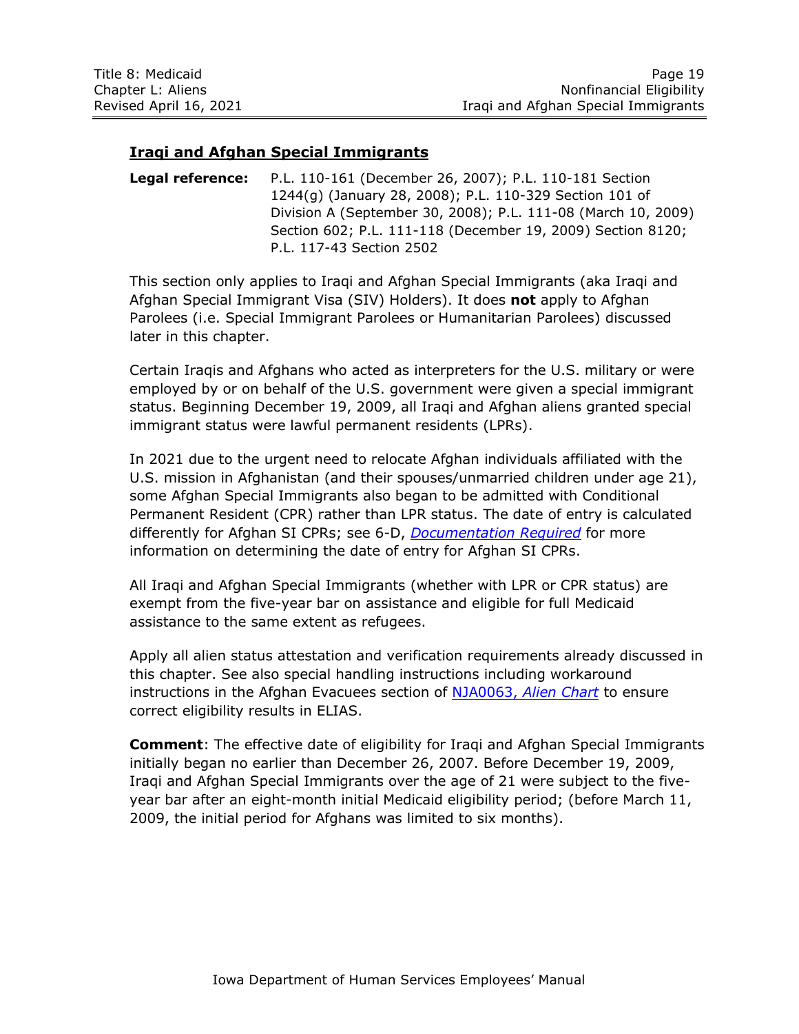## Iraqi and Afghan Special Immigrants

**Legal reference:** P.L. 110-161 (December 26, 2007); P.L. 110-181 Section 1244(g) (January 28, 2008); P.L. 110-329 Section 101 of Division A (September 30, 2008); P.L. 111-08 (March 10, 2009) Section 602; P.L. 111-118 (December 19, 2009) Section 8120; P.L. 117-43 Section 2502

This section only applies to Iraqi and Afghan Special Immigrants (aka Iraqi and Afghan Special Immigrant Visa (SIV) Holders). It does **not** apply to Afghan Parolees (i.e. Special Immigrant Parolees or Humanitarian Parolees) discussed later in this chapter.

Certain Iraqis and Afghans who acted as interpreters for the U.S. military or were employed by or on behalf of the U.S. government were given a special immigrant status. Beginning December 19, 2009, all Iraqi and Afghan aliens granted special immigrant status were lawful permanent residents (LPRs).

In 2021 due to the urgent need to relocate Afghan individuals affiliated with the U.S. mission in Afghanistan (and their spouses/unmarried children under age 21), some Afghan Special Immigrants also began to be admitted with Conditional Permanent Resident (CPR) rather than LPR status. The date of entry is calculated differently for Afghan SI CPRs; see 6-D, *Documentation Required* for more information on determining the date of entry for Afghan SI CPRs.

All Iraqi and Afghan Special Immigrants (whether with LPR or CPR status) are exempt from the five-year bar on assistance and eligible for full Medicaid assistance to the same extent as refugees.

Apply all alien status attestation and verification requirements already discussed in this chapter. See also special handling instructions including workaround instructions in the Afghan Evacuees section of NJA0063, *Alien Chart* to ensure correct eligibility results in ELIAS.

**Comment**: The effective date of eligibility for Iraqi and Afghan Special Immigrants initially began no earlier than December 26, 2007. Before December 19, 2009, Iraqi and Afghan Special Immigrants over the age of 21 were subject to the five-year bar after an eight-month initial Medicaid eligibility period; (before March 11, 2009, the initial period for Afghans was limited to six months).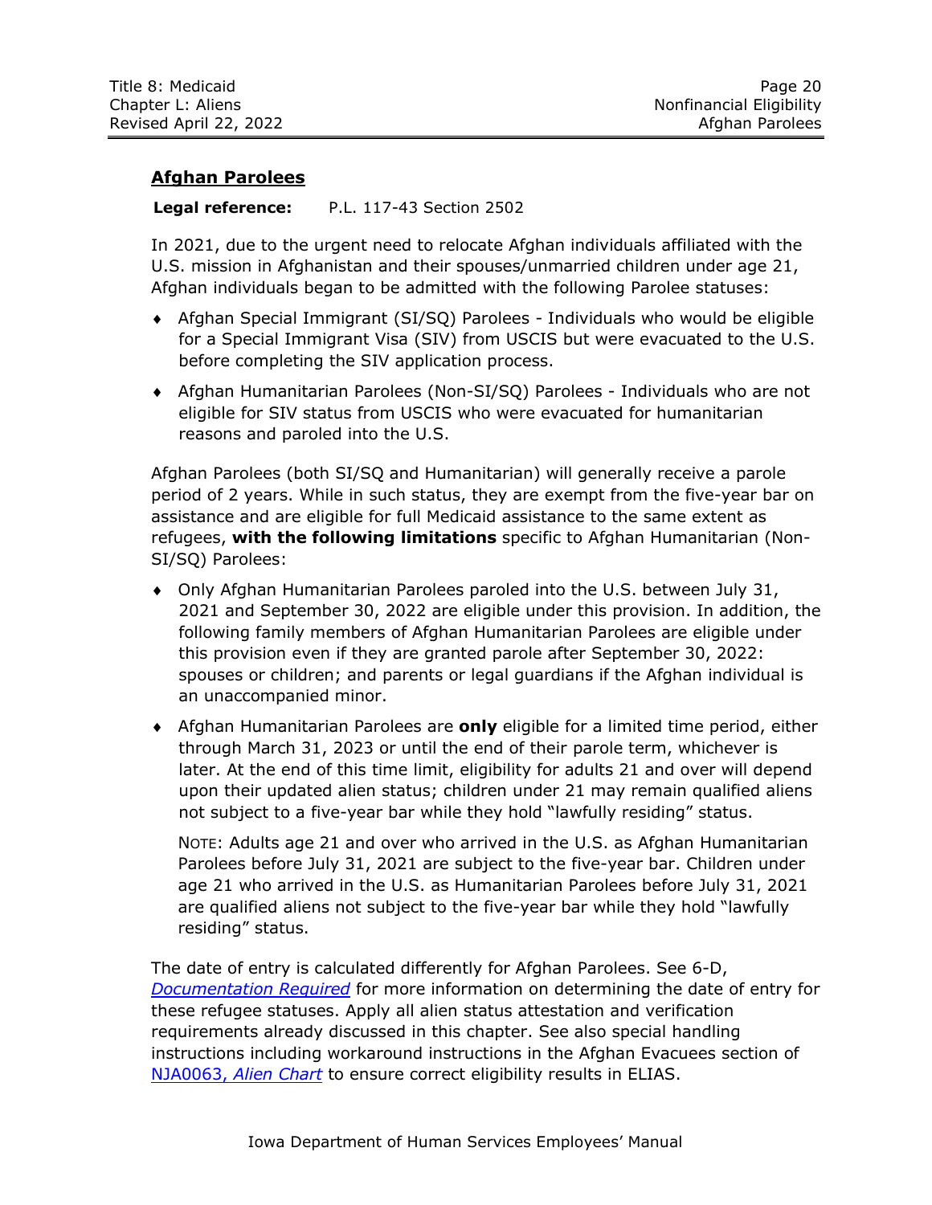## Afghan Parolees

**Legal reference:** P.L. 117-43 Section 2502

In 2021, due to the urgent need to relocate Afghan individuals affiliated with the U.S. mission in Afghanistan and their spouses/unmarried children under age 21, Afghan individuals began to be admitted with the following Parolee statuses:

- Afghan Special Immigrant (SI/SQ) Parolees - Individuals who would be eligible for a Special Immigrant Visa (SIV) from USCIS but were evacuated to the U.S. before completing the SIV application process.
- Afghan Humanitarian Parolees (Non-SI/SQ) Parolees - Individuals who are not eligible for SIV status from USCIS who were evacuated for humanitarian reasons and paroled into the U.S.

Afghan Parolees (both SI/SQ and Humanitarian) will generally receive a parole period of 2 years. While in such status, they are exempt from the five-year bar on assistance and are eligible for full Medicaid assistance to the same extent as refugees, **with the following limitations** specific to Afghan Humanitarian (Non-SI/SQ) Parolees:

- Only Afghan Humanitarian Parolees paroled into the U.S. between July 31, 2021 and September 30, 2022 are eligible under this provision. In addition, the following family members of Afghan Humanitarian Parolees are eligible under this provision even if they are granted parole after September 30, 2022: spouses or children; and parents or legal guardians if the Afghan individual is an unaccompanied minor.
- Afghan Humanitarian Parolees are **only** eligible for a limited time period, either through March 31, 2023 or until the end of their parole term, whichever is later. At the end of this time limit, eligibility for adults 21 and over will depend upon their updated alien status; children under 21 may remain qualified aliens not subject to a five-year bar while they hold "lawfully residing" status.

  NOTE: Adults age 21 and over who arrived in the U.S. as Afghan Humanitarian Parolees before July 31, 2021 are subject to the five-year bar. Children under age 21 who arrived in the U.S. as Humanitarian Parolees before July 31, 2021 are qualified aliens not subject to the five-year bar while they hold "lawfully residing" status.

The date of entry is calculated differently for Afghan Parolees. See 6-D, *Documentation Required* for more information on determining the date of entry for these refugee statuses. Apply all alien status attestation and verification requirements already discussed in this chapter. See also special handling instructions including workaround instructions in the Afghan Evacuees section of NJA0063, *Alien Chart* to ensure correct eligibility results in ELIAS.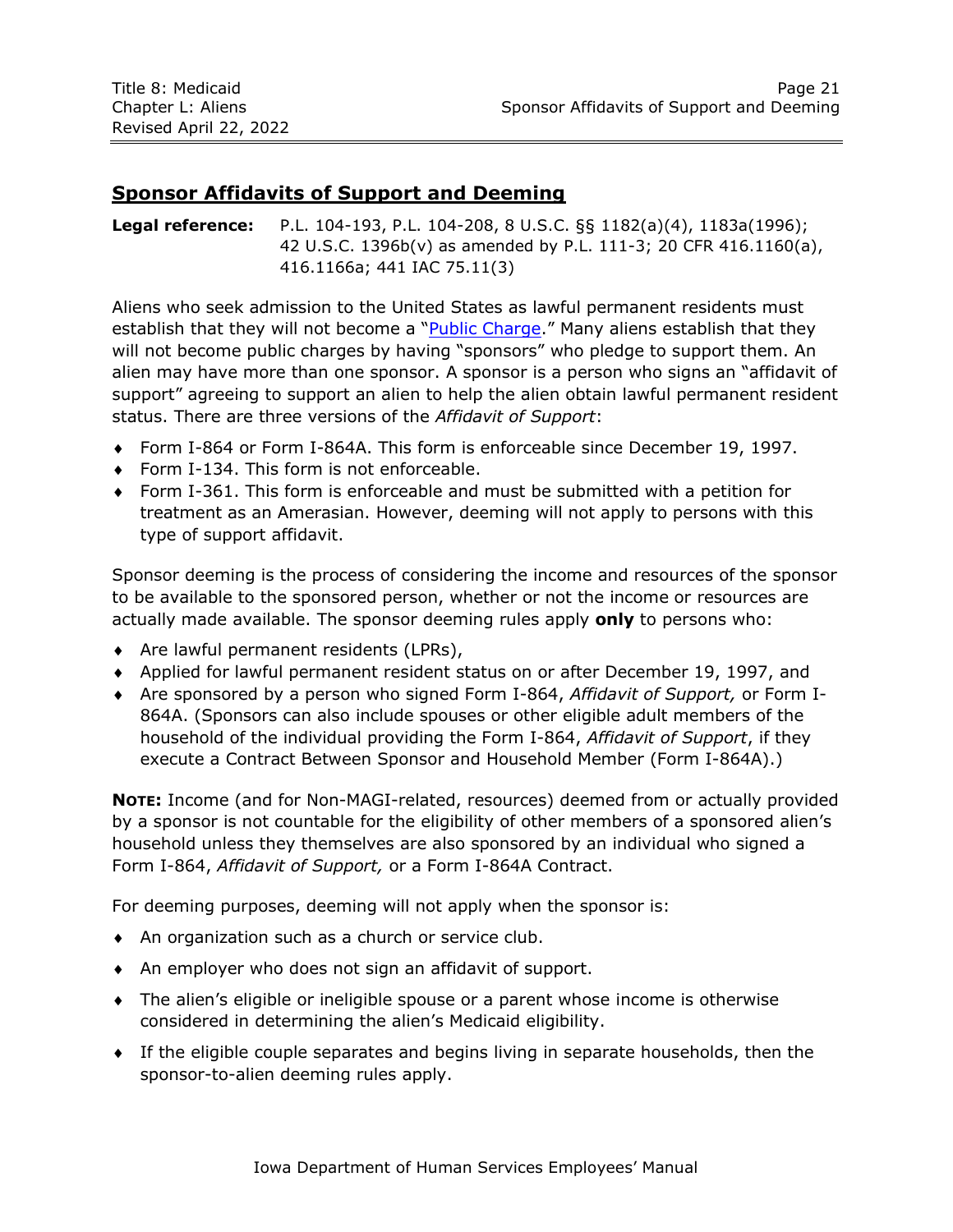## Sponsor Affidavits of Support and Deeming

**Legal reference:** P.L. 104-193, P.L. 104-208, 8 U.S.C. §§ 1182(a)(4), 1183a(1996); 42 U.S.C. 1396b(v) as amended by P.L. 111-3; 20 CFR 416.1160(a), 416.1166a; 441 IAC 75.11(3)

Aliens who seek admission to the United States as lawful permanent residents must establish that they will not become a "Public Charge." Many aliens establish that they will not become public charges by having "sponsors" who pledge to support them. An alien may have more than one sponsor. A sponsor is a person who signs an "affidavit of support" agreeing to support an alien to help the alien obtain lawful permanent resident status. There are three versions of the *Affidavit of Support*:

- Form I-864 or Form I-864A. This form is enforceable since December 19, 1997.
- Form I-134. This form is not enforceable.
- Form I-361. This form is enforceable and must be submitted with a petition for treatment as an Amerasian. However, deeming will not apply to persons with this type of support affidavit.

Sponsor deeming is the process of considering the income and resources of the sponsor to be available to the sponsored person, whether or not the income or resources are actually made available. The sponsor deeming rules apply **only** to persons who:

- Are lawful permanent residents (LPRs),
- Applied for lawful permanent resident status on or after December 19, 1997, and
- Are sponsored by a person who signed Form I-864, *Affidavit of Support,* or Form I-864A. (Sponsors can also include spouses or other eligible adult members of the household of the individual providing the Form I-864, *Affidavit of Support*, if they execute a Contract Between Sponsor and Household Member (Form I-864A).)

**NOTE:** Income (and for Non-MAGI-related, resources) deemed from or actually provided by a sponsor is not countable for the eligibility of other members of a sponsored alien's household unless they themselves are also sponsored by an individual who signed a Form I-864, *Affidavit of Support,* or a Form I-864A Contract.

For deeming purposes, deeming will not apply when the sponsor is:

- An organization such as a church or service club.
- An employer who does not sign an affidavit of support.
- The alien's eligible or ineligible spouse or a parent whose income is otherwise considered in determining the alien's Medicaid eligibility.
- If the eligible couple separates and begins living in separate households, then the sponsor-to-alien deeming rules apply.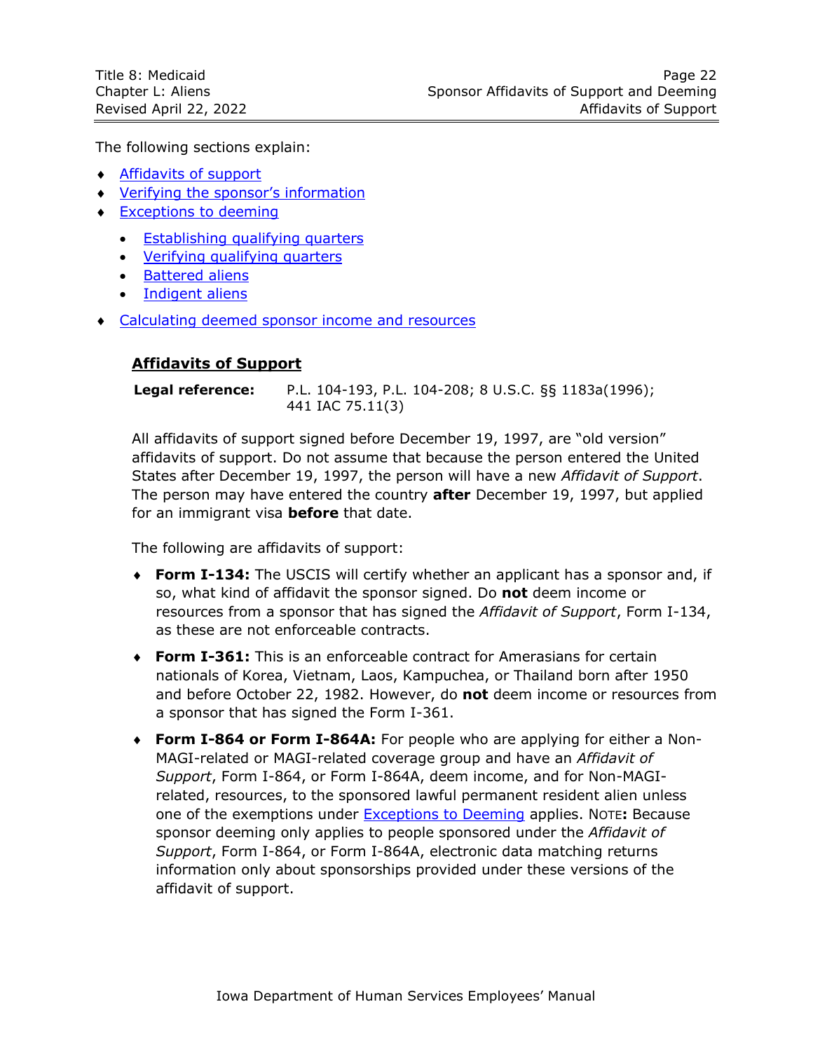The following sections explain:

- [Affidavits of support](#)
- [Verifying the sponsor's information](#)
- [Exceptions to deeming](#)
  - [Establishing qualifying quarters](#)
  - [Verifying qualifying quarters](#)
  - [Battered aliens](#)
  - [Indigent aliens](#)
- [Calculating deemed sponsor income and resources](#)

## Affidavits of Support

| **Legal reference:** | P.L. 104-193, P.L. 104-208; 8 U.S.C. §§ 1183a(1996); 441 IAC 75.11(3) |
|---|---|

All affidavits of support signed before December 19, 1997, are "old version" affidavits of support. Do not assume that because the person entered the United States after December 19, 1997, the person will have a new *Affidavit of Support*. The person may have entered the country **after** December 19, 1997, but applied for an immigrant visa **before** that date.

The following are affidavits of support:

- **Form I-134:** The USCIS will certify whether an applicant has a sponsor and, if so, what kind of affidavit the sponsor signed. Do **not** deem income or resources from a sponsor that has signed the *Affidavit of Support*, Form I-134, as these are not enforceable contracts.

- **Form I-361:** This is an enforceable contract for Amerasians for certain nationals of Korea, Vietnam, Laos, Kampuchea, or Thailand born after 1950 and before October 22, 1982. However, do **not** deem income or resources from a sponsor that has signed the Form I-361.

- **Form I-864 or Form I-864A:** For people who are applying for either a Non-MAGI-related or MAGI-related coverage group and have an *Affidavit of Support*, Form I-864, or Form I-864A, deem income, and for Non-MAGI-related, resources, to the sponsored lawful permanent resident alien unless one of the exemptions under [Exceptions to Deeming](#) applies. NOTE**:** Because sponsor deeming only applies to people sponsored under the *Affidavit of Support*, Form I-864, or Form I-864A, electronic data matching returns information only about sponsorships provided under these versions of the affidavit of support.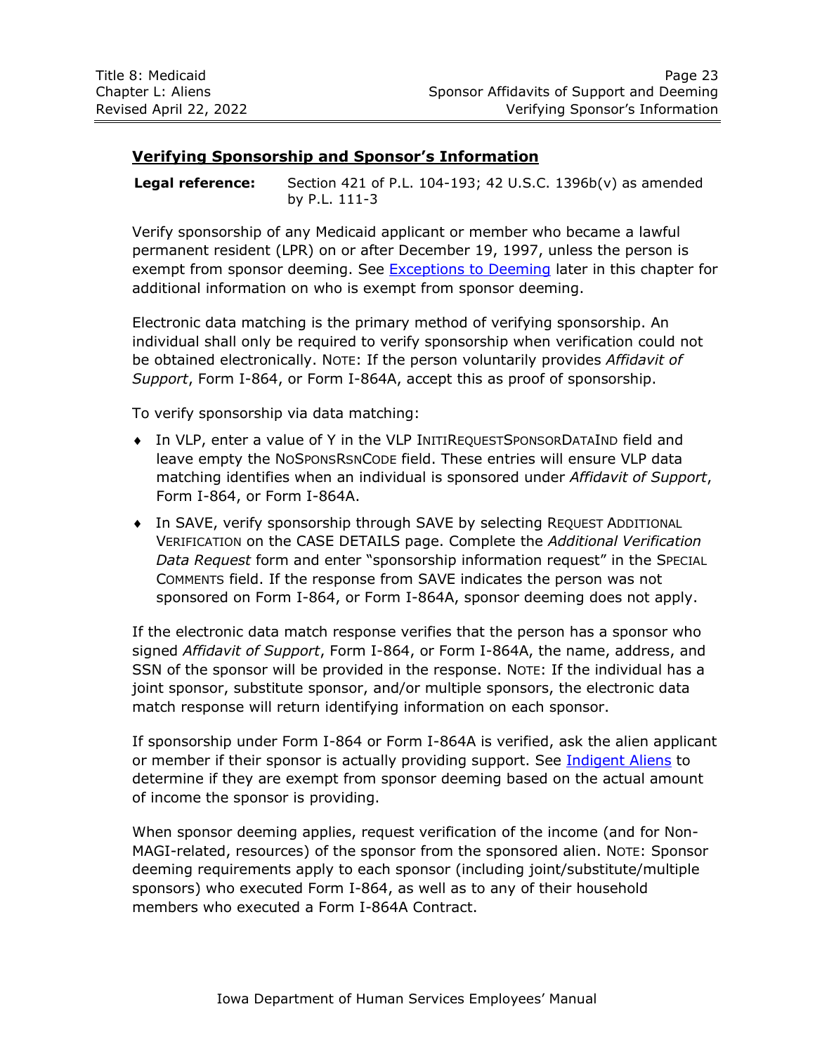## Verifying Sponsorship and Sponsor's Information

**Legal reference:** Section 421 of P.L. 104-193; 42 U.S.C. 1396b(v) as amended by P.L. 111-3

Verify sponsorship of any Medicaid applicant or member who became a lawful permanent resident (LPR) on or after December 19, 1997, unless the person is exempt from sponsor deeming. See Exceptions to Deeming later in this chapter for additional information on who is exempt from sponsor deeming.

Electronic data matching is the primary method of verifying sponsorship. An individual shall only be required to verify sponsorship when verification could not be obtained electronically. NOTE: If the person voluntarily provides *Affidavit of Support*, Form I-864, or Form I-864A, accept this as proof of sponsorship.

To verify sponsorship via data matching:

- In VLP, enter a value of Y in the VLP INITIREQUESTSPONSORDATAIND field and leave empty the NOSPONSRSNCODE field. These entries will ensure VLP data matching identifies when an individual is sponsored under *Affidavit of Support*, Form I-864, or Form I-864A.
- In SAVE, verify sponsorship through SAVE by selecting REQUEST ADDITIONAL VERIFICATION on the CASE DETAILS page. Complete the *Additional Verification Data Request* form and enter "sponsorship information request" in the SPECIAL COMMENTS field. If the response from SAVE indicates the person was not sponsored on Form I-864, or Form I-864A, sponsor deeming does not apply.

If the electronic data match response verifies that the person has a sponsor who signed *Affidavit of Support*, Form I-864, or Form I-864A, the name, address, and SSN of the sponsor will be provided in the response. NOTE: If the individual has a joint sponsor, substitute sponsor, and/or multiple sponsors, the electronic data match response will return identifying information on each sponsor.

If sponsorship under Form I-864 or Form I-864A is verified, ask the alien applicant or member if their sponsor is actually providing support. See Indigent Aliens to determine if they are exempt from sponsor deeming based on the actual amount of income the sponsor is providing.

When sponsor deeming applies, request verification of the income (and for Non-MAGI-related, resources) of the sponsor from the sponsored alien. NOTE: Sponsor deeming requirements apply to each sponsor (including joint/substitute/multiple sponsors) who executed Form I-864, as well as to any of their household members who executed a Form I-864A Contract.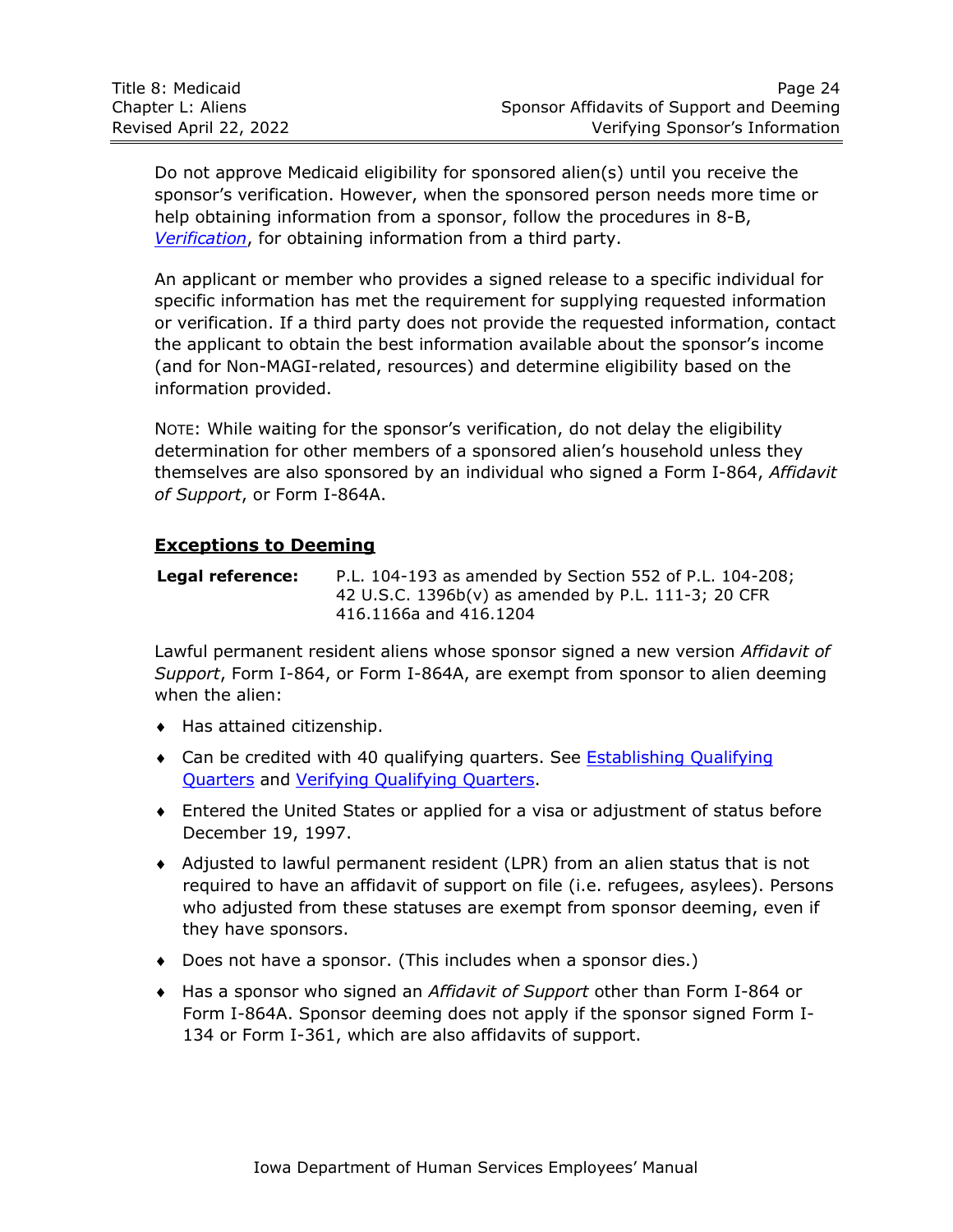Do not approve Medicaid eligibility for sponsored alien(s) until you receive the sponsor's verification. However, when the sponsored person needs more time or help obtaining information from a sponsor, follow the procedures in 8-B, *Verification*, for obtaining information from a third party.

An applicant or member who provides a signed release to a specific individual for specific information has met the requirement for supplying requested information or verification. If a third party does not provide the requested information, contact the applicant to obtain the best information available about the sponsor's income (and for Non-MAGI-related, resources) and determine eligibility based on the information provided.

NOTE: While waiting for the sponsor's verification, do not delay the eligibility determination for other members of a sponsored alien's household unless they themselves are also sponsored by an individual who signed a Form I-864, *Affidavit of Support*, or Form I-864A.

## Exceptions to Deeming

**Legal reference:** P.L. 104-193 as amended by Section 552 of P.L. 104-208; 42 U.S.C. 1396b(v) as amended by P.L. 111-3; 20 CFR 416.1166a and 416.1204

Lawful permanent resident aliens whose sponsor signed a new version *Affidavit of Support*, Form I-864, or Form I-864A, are exempt from sponsor to alien deeming when the alien:

- Has attained citizenship.
- Can be credited with 40 qualifying quarters. See Establishing Qualifying Quarters and Verifying Qualifying Quarters.
- Entered the United States or applied for a visa or adjustment of status before December 19, 1997.
- Adjusted to lawful permanent resident (LPR) from an alien status that is not required to have an affidavit of support on file (i.e. refugees, asylees). Persons who adjusted from these statuses are exempt from sponsor deeming, even if they have sponsors.
- Does not have a sponsor. (This includes when a sponsor dies.)
- Has a sponsor who signed an *Affidavit of Support* other than Form I-864 or Form I-864A. Sponsor deeming does not apply if the sponsor signed Form I-134 or Form I-361, which are also affidavits of support.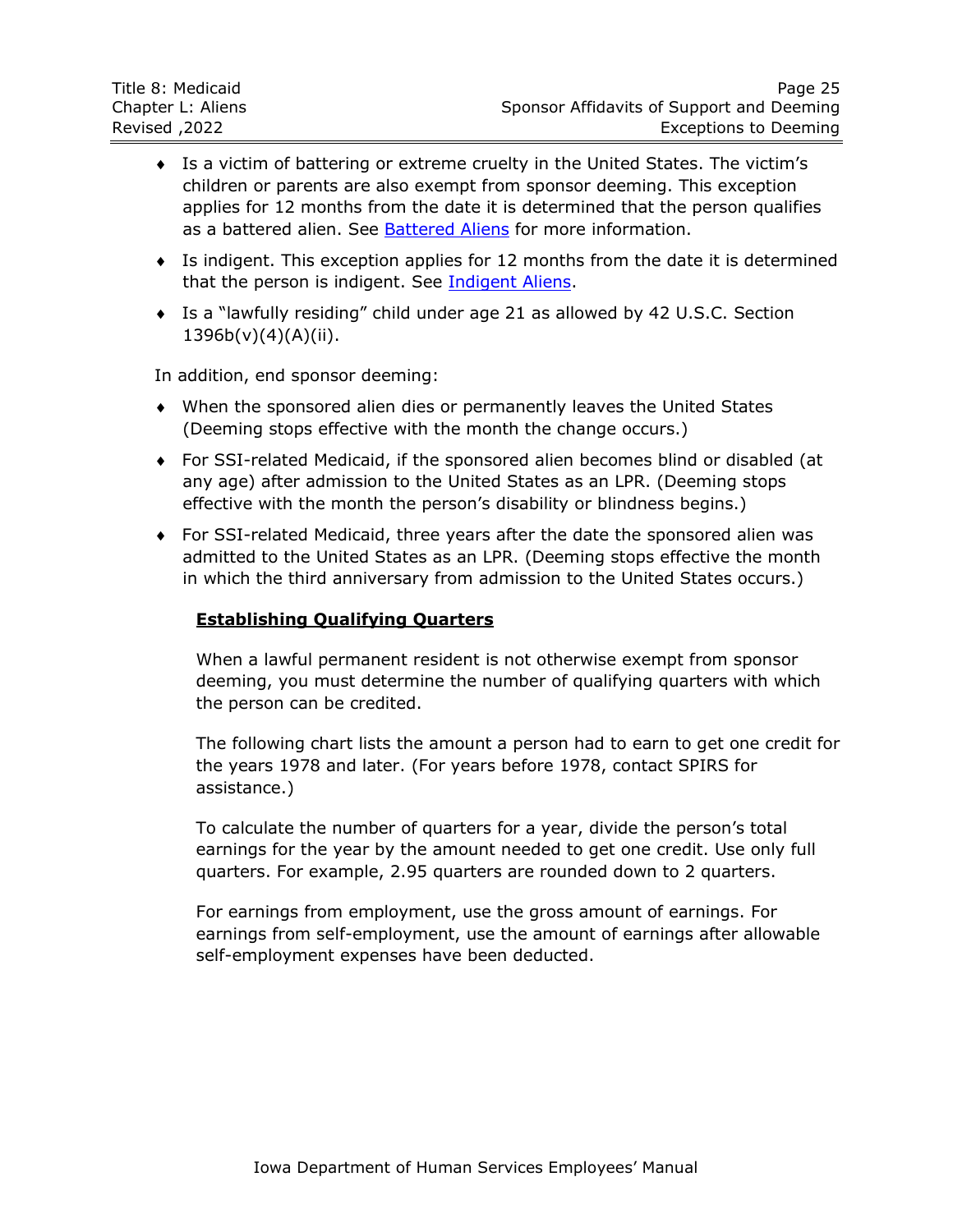- Is a victim of battering or extreme cruelty in the United States. The victim's children or parents are also exempt from sponsor deeming. This exception applies for 12 months from the date it is determined that the person qualifies as a battered alien. See Battered Aliens for more information.
- Is indigent. This exception applies for 12 months from the date it is determined that the person is indigent. See Indigent Aliens.
- Is a "lawfully residing" child under age 21 as allowed by 42 U.S.C. Section 1396b(v)(4)(A)(ii).

In addition, end sponsor deeming:

- When the sponsored alien dies or permanently leaves the United States (Deeming stops effective with the month the change occurs.)
- For SSI-related Medicaid, if the sponsored alien becomes blind or disabled (at any age) after admission to the United States as an LPR. (Deeming stops effective with the month the person's disability or blindness begins.)
- For SSI-related Medicaid, three years after the date the sponsored alien was admitted to the United States as an LPR. (Deeming stops effective the month in which the third anniversary from admission to the United States occurs.)

## Establishing Qualifying Quarters

When a lawful permanent resident is not otherwise exempt from sponsor deeming, you must determine the number of qualifying quarters with which the person can be credited.

The following chart lists the amount a person had to earn to get one credit for the years 1978 and later. (For years before 1978, contact SPIRS for assistance.)

To calculate the number of quarters for a year, divide the person's total earnings for the year by the amount needed to get one credit. Use only full quarters. For example, 2.95 quarters are rounded down to 2 quarters.

For earnings from employment, use the gross amount of earnings. For earnings from self-employment, use the amount of earnings after allowable self-employment expenses have been deducted.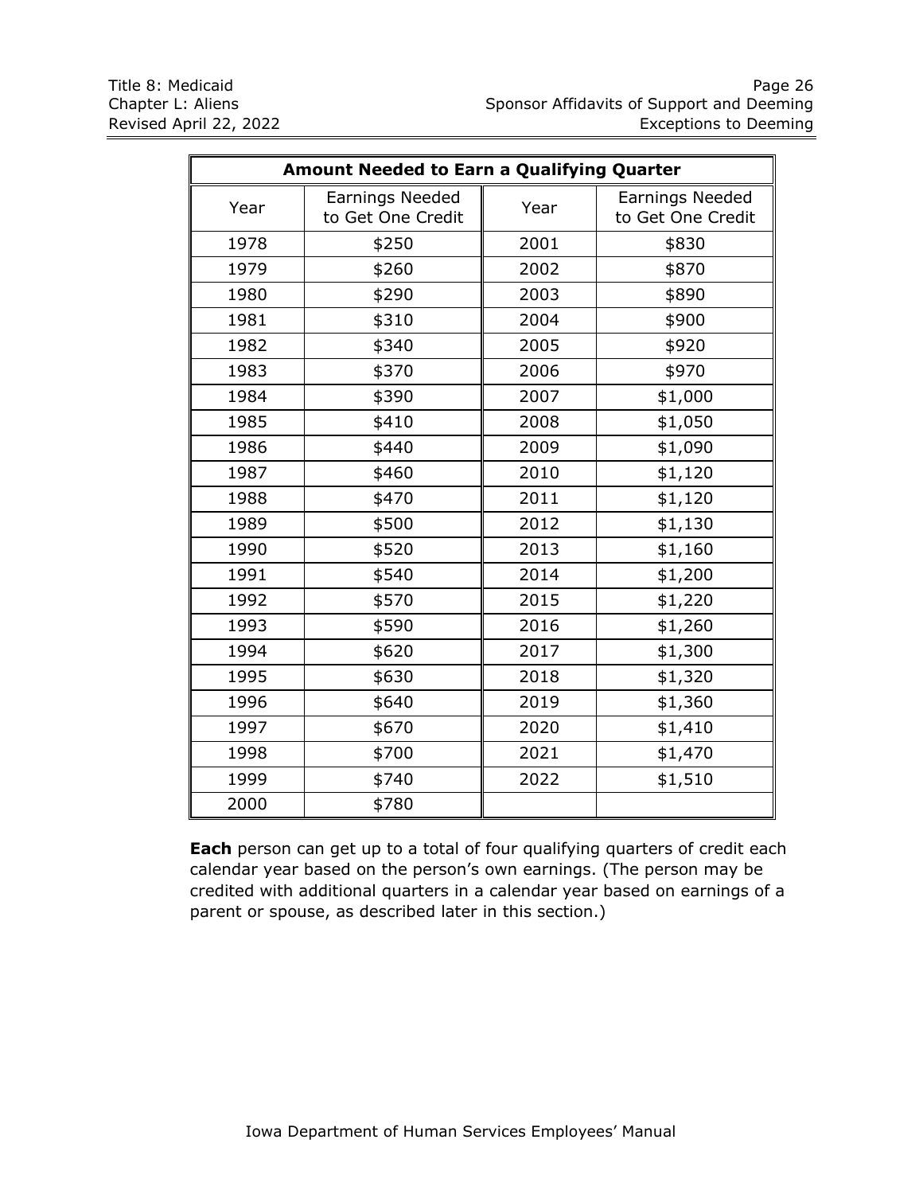| Amount Needed to Earn a Qualifying Quarter | | | |
|---|---|---|---|
| Year | Earnings Needed to Get One Credit | Year | Earnings Needed to Get One Credit |
| 1978 | $250 | 2001 | $830 |
| 1979 | $260 | 2002 | $870 |
| 1980 | $290 | 2003 | $890 |
| 1981 | $310 | 2004 | $900 |
| 1982 | $340 | 2005 | $920 |
| 1983 | $370 | 2006 | $970 |
| 1984 | $390 | 2007 | $1,000 |
| 1985 | $410 | 2008 | $1,050 |
| 1986 | $440 | 2009 | $1,090 |
| 1987 | $460 | 2010 | $1,120 |
| 1988 | $470 | 2011 | $1,120 |
| 1989 | $500 | 2012 | $1,130 |
| 1990 | $520 | 2013 | $1,160 |
| 1991 | $540 | 2014 | $1,200 |
| 1992 | $570 | 2015 | $1,220 |
| 1993 | $590 | 2016 | $1,260 |
| 1994 | $620 | 2017 | $1,300 |
| 1995 | $630 | 2018 | $1,320 |
| 1996 | $640 | 2019 | $1,360 |
| 1997 | $670 | 2020 | $1,410 |
| 1998 | $700 | 2021 | $1,470 |
| 1999 | $740 | 2022 | $1,510 |
| 2000 | $780 | | |

**Each** person can get up to a total of four qualifying quarters of credit each calendar year based on the person's own earnings. (The person may be credited with additional quarters in a calendar year based on earnings of a parent or spouse, as described later in this section.)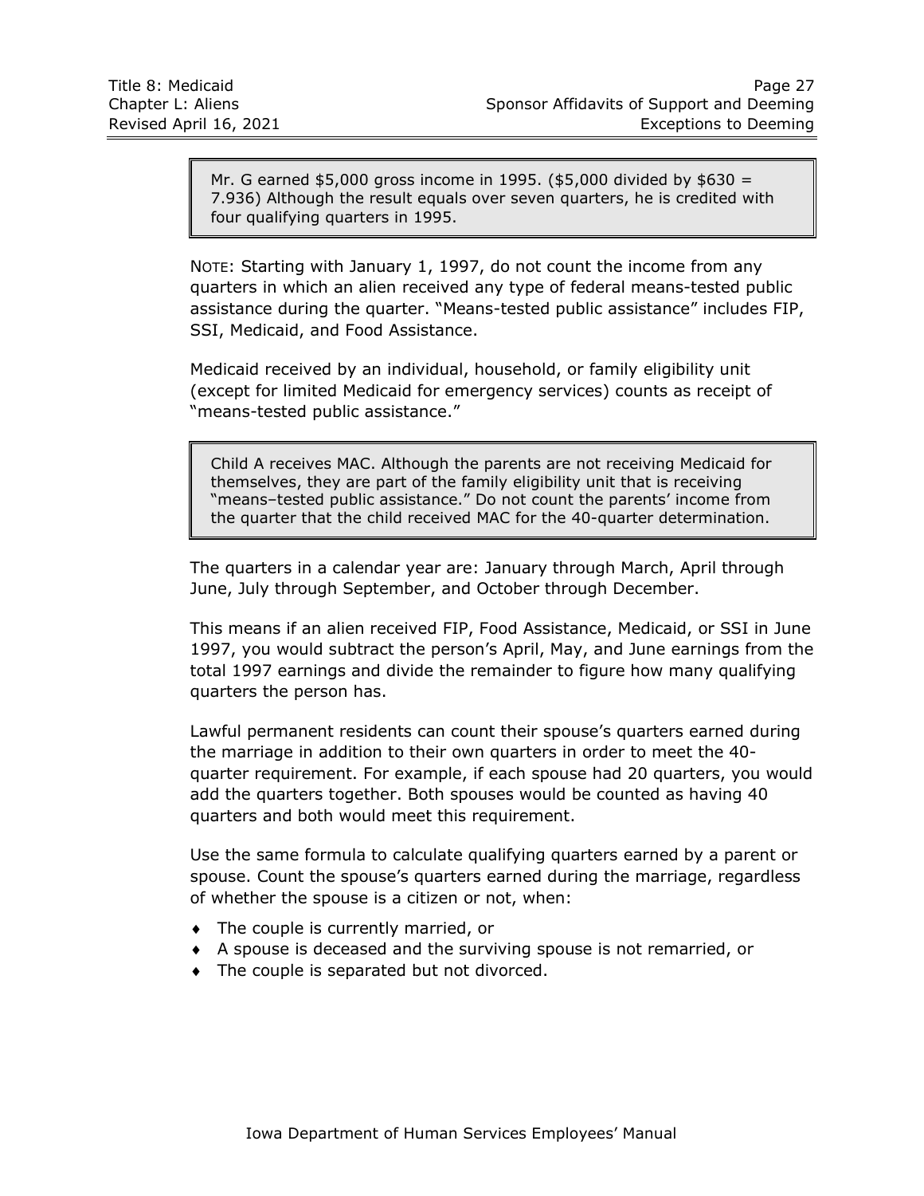> Mr. G earned $5,000 gross income in 1995. ($5,000 divided by $630 = 7.936) Although the result equals over seven quarters, he is credited with four qualifying quarters in 1995.

NOTE: Starting with January 1, 1997, do not count the income from any quarters in which an alien received any type of federal means-tested public assistance during the quarter. "Means-tested public assistance" includes FIP, SSI, Medicaid, and Food Assistance.

Medicaid received by an individual, household, or family eligibility unit (except for limited Medicaid for emergency services) counts as receipt of "means-tested public assistance."

> Child A receives MAC. Although the parents are not receiving Medicaid for themselves, they are part of the family eligibility unit that is receiving "means–tested public assistance." Do not count the parents' income from the quarter that the child received MAC for the 40-quarter determination.

The quarters in a calendar year are: January through March, April through June, July through September, and October through December.

This means if an alien received FIP, Food Assistance, Medicaid, or SSI in June 1997, you would subtract the person's April, May, and June earnings from the total 1997 earnings and divide the remainder to figure how many qualifying quarters the person has.

Lawful permanent residents can count their spouse's quarters earned during the marriage in addition to their own quarters in order to meet the 40-quarter requirement. For example, if each spouse had 20 quarters, you would add the quarters together. Both spouses would be counted as having 40 quarters and both would meet this requirement.

Use the same formula to calculate qualifying quarters earned by a parent or spouse. Count the spouse's quarters earned during the marriage, regardless of whether the spouse is a citizen or not, when:

- The couple is currently married, or
- A spouse is deceased and the surviving spouse is not remarried, or
- The couple is separated but not divorced.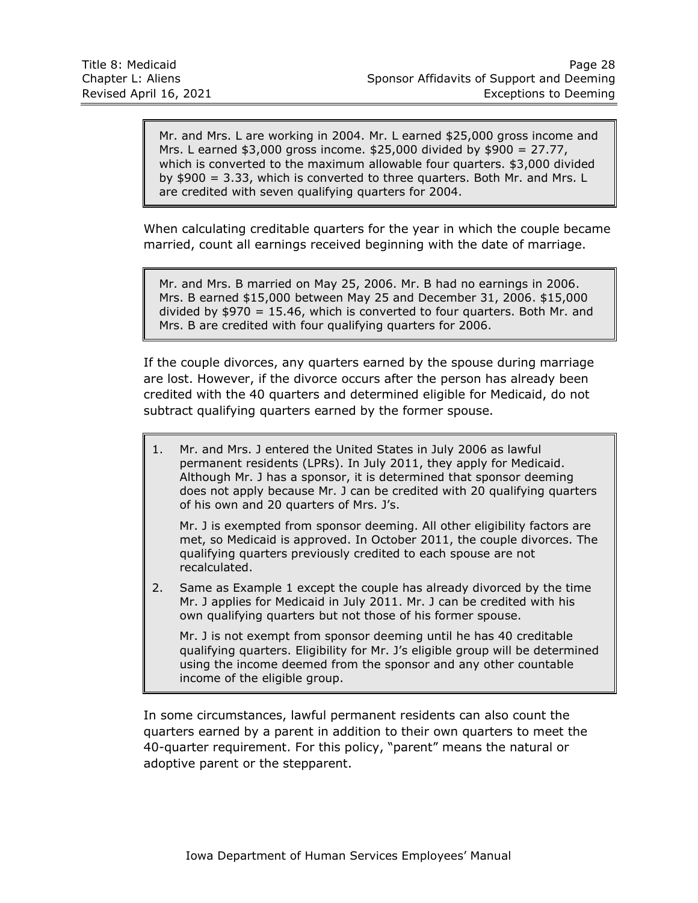> Mr. and Mrs. L are working in 2004. Mr. L earned $25,000 gross income and Mrs. L earned $3,000 gross income. $25,000 divided by $900 = 27.77, which is converted to the maximum allowable four quarters. $3,000 divided by $900 = 3.33, which is converted to three quarters. Both Mr. and Mrs. L are credited with seven qualifying quarters for 2004.

When calculating creditable quarters for the year in which the couple became married, count all earnings received beginning with the date of marriage.

> Mr. and Mrs. B married on May 25, 2006. Mr. B had no earnings in 2006. Mrs. B earned $15,000 between May 25 and December 31, 2006. $15,000 divided by $970 = 15.46, which is converted to four quarters. Both Mr. and Mrs. B are credited with four qualifying quarters for 2006.

If the couple divorces, any quarters earned by the spouse during marriage are lost. However, if the divorce occurs after the person has already been credited with the 40 quarters and determined eligible for Medicaid, do not subtract qualifying quarters earned by the former spouse.

> 1. Mr. and Mrs. J entered the United States in July 2006 as lawful permanent residents (LPRs). In July 2011, they apply for Medicaid. Although Mr. J has a sponsor, it is determined that sponsor deeming does not apply because Mr. J can be credited with 20 qualifying quarters of his own and 20 quarters of Mrs. J's.
>
>    Mr. J is exempted from sponsor deeming. All other eligibility factors are met, so Medicaid is approved. In October 2011, the couple divorces. The qualifying quarters previously credited to each spouse are not recalculated.
>
> 2. Same as Example 1 except the couple has already divorced by the time Mr. J applies for Medicaid in July 2011. Mr. J can be credited with his own qualifying quarters but not those of his former spouse.
>
>    Mr. J is not exempt from sponsor deeming until he has 40 creditable qualifying quarters. Eligibility for Mr. J's eligible group will be determined using the income deemed from the sponsor and any other countable income of the eligible group.

In some circumstances, lawful permanent residents can also count the quarters earned by a parent in addition to their own quarters to meet the 40-quarter requirement. For this policy, "parent" means the natural or adoptive parent or the stepparent.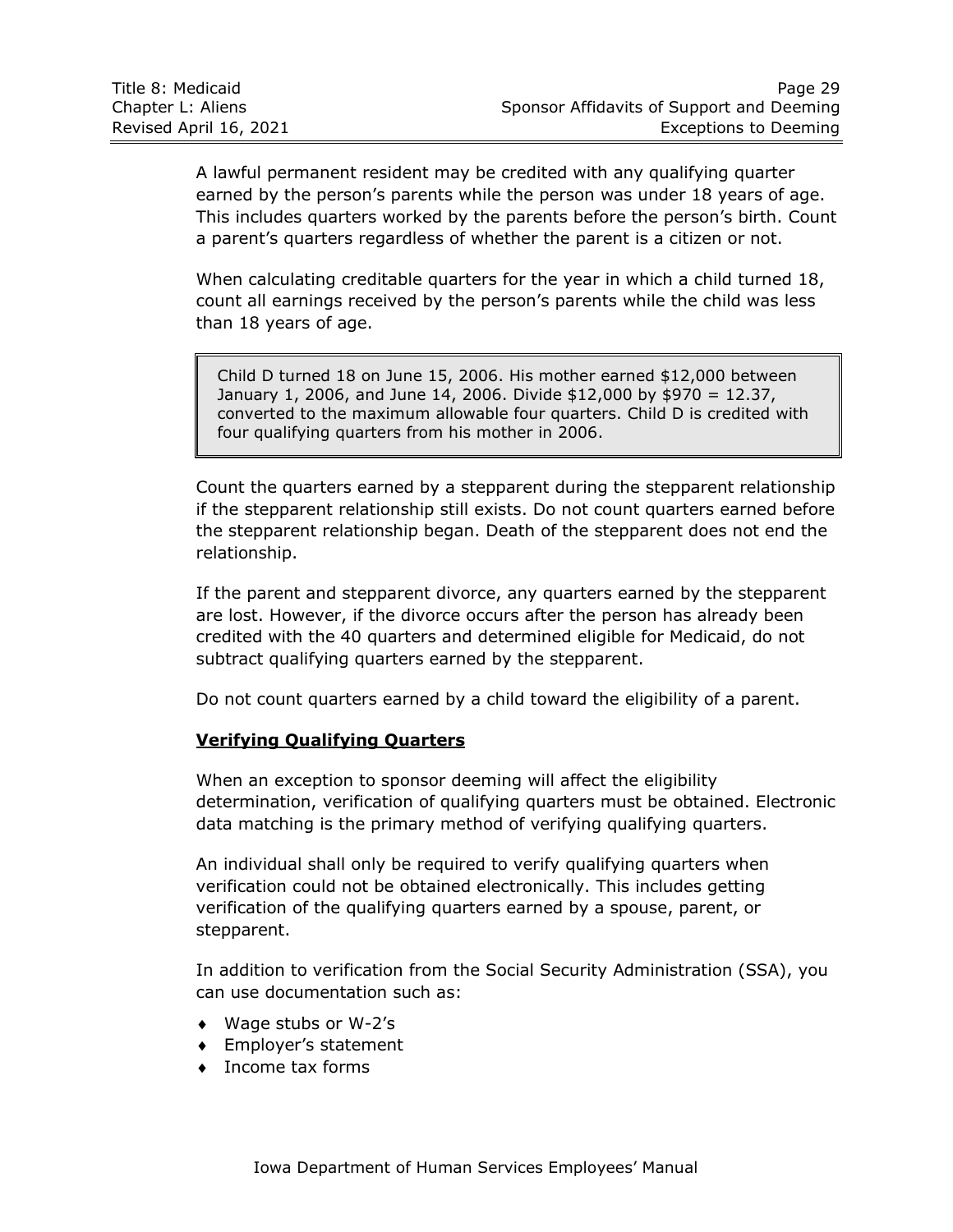A lawful permanent resident may be credited with any qualifying quarter earned by the person's parents while the person was under 18 years of age. This includes quarters worked by the parents before the person's birth. Count a parent's quarters regardless of whether the parent is a citizen or not.

When calculating creditable quarters for the year in which a child turned 18, count all earnings received by the person's parents while the child was less than 18 years of age.

> Child D turned 18 on June 15, 2006. His mother earned $12,000 between January 1, 2006, and June 14, 2006. Divide $12,000 by $970 = 12.37, converted to the maximum allowable four quarters. Child D is credited with four qualifying quarters from his mother in 2006.

Count the quarters earned by a stepparent during the stepparent relationship if the stepparent relationship still exists. Do not count quarters earned before the stepparent relationship began. Death of the stepparent does not end the relationship.

If the parent and stepparent divorce, any quarters earned by the stepparent are lost. However, if the divorce occurs after the person has already been credited with the 40 quarters and determined eligible for Medicaid, do not subtract qualifying quarters earned by the stepparent.

Do not count quarters earned by a child toward the eligibility of a parent.

## Verifying Qualifying Quarters

When an exception to sponsor deeming will affect the eligibility determination, verification of qualifying quarters must be obtained. Electronic data matching is the primary method of verifying qualifying quarters.

An individual shall only be required to verify qualifying quarters when verification could not be obtained electronically. This includes getting verification of the qualifying quarters earned by a spouse, parent, or stepparent.

In addition to verification from the Social Security Administration (SSA), you can use documentation such as:

- Wage stubs or W-2's
- Employer's statement
- Income tax forms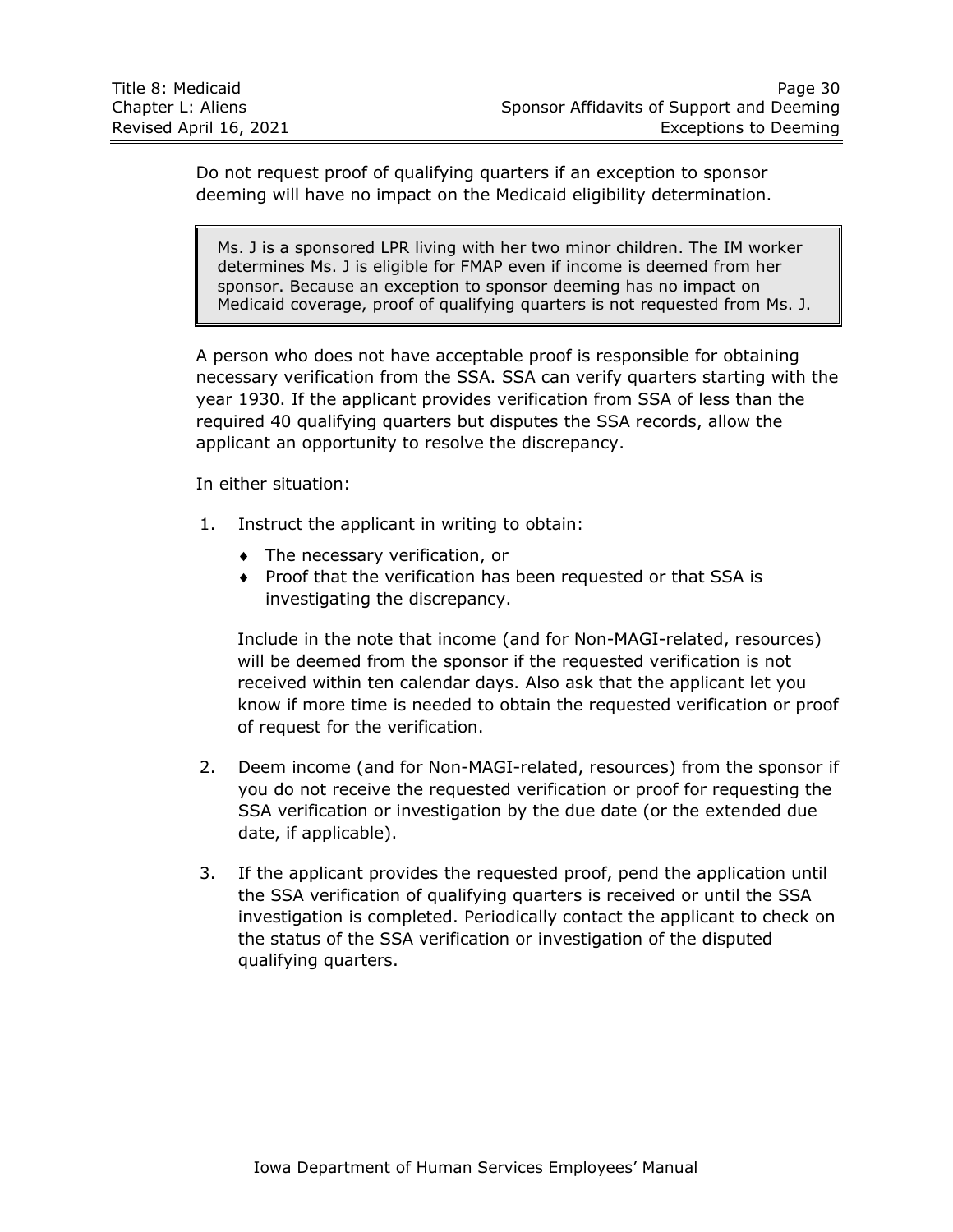Do not request proof of qualifying quarters if an exception to sponsor deeming will have no impact on the Medicaid eligibility determination.

> Ms. J is a sponsored LPR living with her two minor children. The IM worker determines Ms. J is eligible for FMAP even if income is deemed from her sponsor. Because an exception to sponsor deeming has no impact on Medicaid coverage, proof of qualifying quarters is not requested from Ms. J.

A person who does not have acceptable proof is responsible for obtaining necessary verification from the SSA. SSA can verify quarters starting with the year 1930. If the applicant provides verification from SSA of less than the required 40 qualifying quarters but disputes the SSA records, allow the applicant an opportunity to resolve the discrepancy.

In either situation:

1. Instruct the applicant in writing to obtain:
   - The necessary verification, or
   - Proof that the verification has been requested or that SSA is investigating the discrepancy.

   Include in the note that income (and for Non-MAGI-related, resources) will be deemed from the sponsor if the requested verification is not received within ten calendar days. Also ask that the applicant let you know if more time is needed to obtain the requested verification or proof of request for the verification.

2. Deem income (and for Non-MAGI-related, resources) from the sponsor if you do not receive the requested verification or proof for requesting the SSA verification or investigation by the due date (or the extended due date, if applicable).

3. If the applicant provides the requested proof, pend the application until the SSA verification of qualifying quarters is received or until the SSA investigation is completed. Periodically contact the applicant to check on the status of the SSA verification or investigation of the disputed qualifying quarters.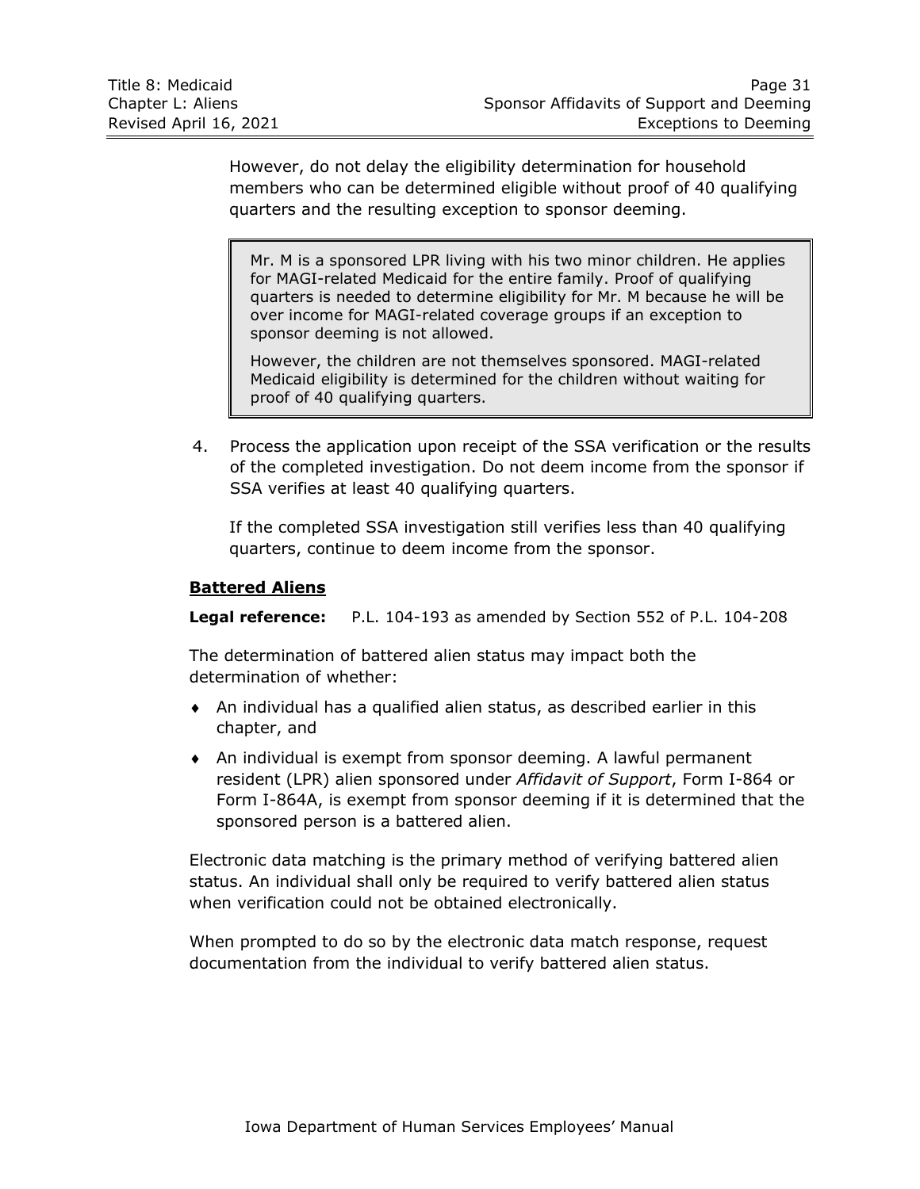However, do not delay the eligibility determination for household members who can be determined eligible without proof of 40 qualifying quarters and the resulting exception to sponsor deeming.

> Mr. M is a sponsored LPR living with his two minor children. He applies for MAGI-related Medicaid for the entire family. Proof of qualifying quarters is needed to determine eligibility for Mr. M because he will be over income for MAGI-related coverage groups if an exception to sponsor deeming is not allowed.
>
> However, the children are not themselves sponsored. MAGI-related Medicaid eligibility is determined for the children without waiting for proof of 40 qualifying quarters.

4. Process the application upon receipt of the SSA verification or the results of the completed investigation. Do not deem income from the sponsor if SSA verifies at least 40 qualifying quarters.

   If the completed SSA investigation still verifies less than 40 qualifying quarters, continue to deem income from the sponsor.

## Battered Aliens

**Legal reference:** P.L. 104-193 as amended by Section 552 of P.L. 104-208

The determination of battered alien status may impact both the determination of whether:

- An individual has a qualified alien status, as described earlier in this chapter, and
- An individual is exempt from sponsor deeming. A lawful permanent resident (LPR) alien sponsored under *Affidavit of Support*, Form I-864 or Form I-864A, is exempt from sponsor deeming if it is determined that the sponsored person is a battered alien.

Electronic data matching is the primary method of verifying battered alien status. An individual shall only be required to verify battered alien status when verification could not be obtained electronically.

When prompted to do so by the electronic data match response, request documentation from the individual to verify battered alien status.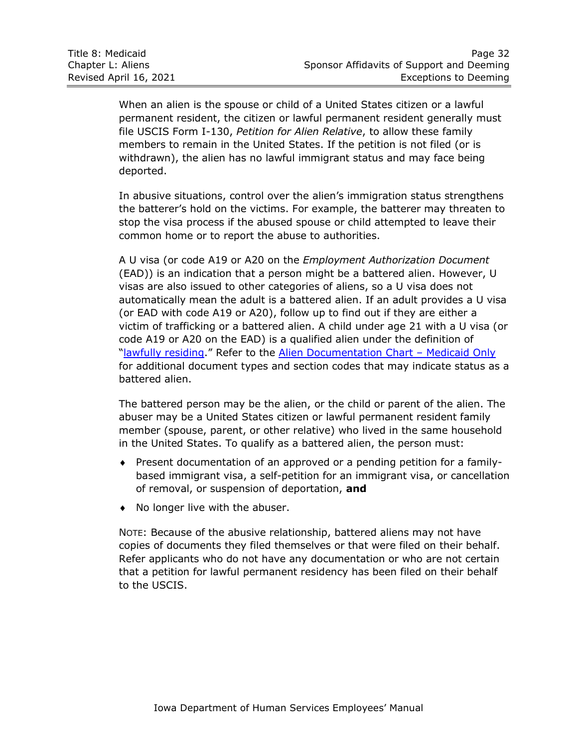When an alien is the spouse or child of a United States citizen or a lawful permanent resident, the citizen or lawful permanent resident generally must file USCIS Form I-130, *Petition for Alien Relative*, to allow these family members to remain in the United States. If the petition is not filed (or is withdrawn), the alien has no lawful immigrant status and may face being deported.

In abusive situations, control over the alien's immigration status strengthens the batterer's hold on the victims. For example, the batterer may threaten to stop the visa process if the abused spouse or child attempted to leave their common home or to report the abuse to authorities.

A U visa (or code A19 or A20 on the *Employment Authorization Document* (EAD)) is an indication that a person might be a battered alien. However, U visas are also issued to other categories of aliens, so a U visa does not automatically mean the adult is a battered alien. If an adult provides a U visa (or EAD with code A19 or A20), follow up to find out if they are either a victim of trafficking or a battered alien. A child under age 21 with a U visa (or code A19 or A20 on the EAD) is a qualified alien under the definition of "lawfully residing." Refer to the Alien Documentation Chart – Medicaid Only for additional document types and section codes that may indicate status as a battered alien.

The battered person may be the alien, or the child or parent of the alien. The abuser may be a United States citizen or lawful permanent resident family member (spouse, parent, or other relative) who lived in the same household in the United States. To qualify as a battered alien, the person must:

- Present documentation of an approved or a pending petition for a family-based immigrant visa, a self-petition for an immigrant visa, or cancellation of removal, or suspension of deportation, **and**
- No longer live with the abuser.

NOTE: Because of the abusive relationship, battered aliens may not have copies of documents they filed themselves or that were filed on their behalf. Refer applicants who do not have any documentation or who are not certain that a petition for lawful permanent residency has been filed on their behalf to the USCIS.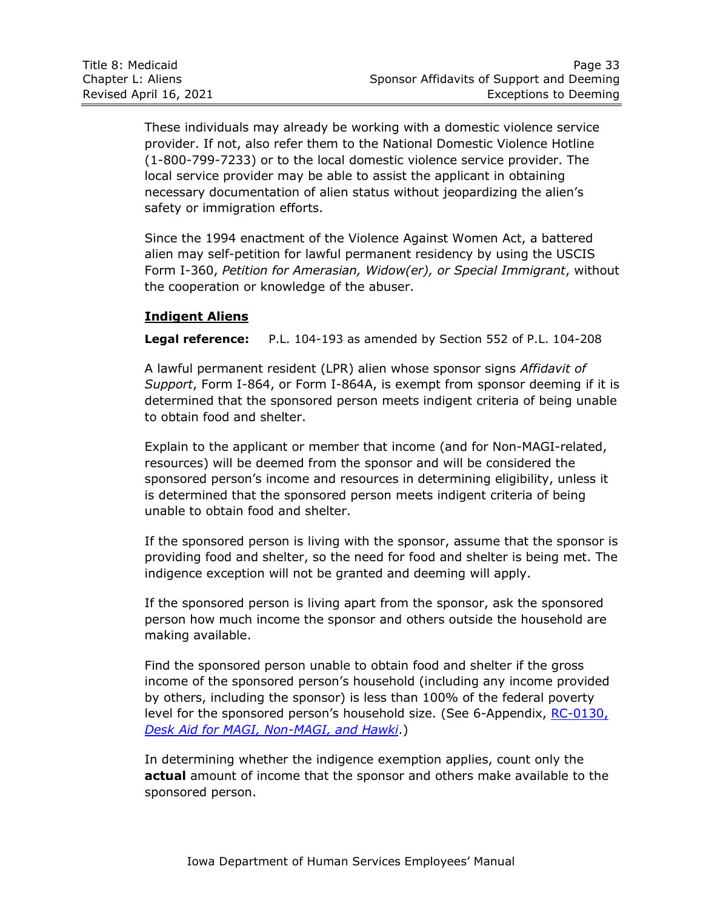These individuals may already be working with a domestic violence service provider. If not, also refer them to the National Domestic Violence Hotline (1-800-799-7233) or to the local domestic violence service provider. The local service provider may be able to assist the applicant in obtaining necessary documentation of alien status without jeopardizing the alien's safety or immigration efforts.

Since the 1994 enactment of the Violence Against Women Act, a battered alien may self-petition for lawful permanent residency by using the USCIS Form I-360, *Petition for Amerasian, Widow(er), or Special Immigrant*, without the cooperation or knowledge of the abuser.

## Indigent Aliens

**Legal reference:** P.L. 104-193 as amended by Section 552 of P.L. 104-208

A lawful permanent resident (LPR) alien whose sponsor signs *Affidavit of Support*, Form I-864, or Form I-864A, is exempt from sponsor deeming if it is determined that the sponsored person meets indigent criteria of being unable to obtain food and shelter.

Explain to the applicant or member that income (and for Non-MAGI-related, resources) will be deemed from the sponsor and will be considered the sponsored person's income and resources in determining eligibility, unless it is determined that the sponsored person meets indigent criteria of being unable to obtain food and shelter.

If the sponsored person is living with the sponsor, assume that the sponsor is providing food and shelter, so the need for food and shelter is being met. The indigence exception will not be granted and deeming will apply.

If the sponsored person is living apart from the sponsor, ask the sponsored person how much income the sponsor and others outside the household are making available.

Find the sponsored person unable to obtain food and shelter if the gross income of the sponsored person's household (including any income provided by others, including the sponsor) is less than 100% of the federal poverty level for the sponsored person's household size. (See 6-Appendix, RC-0130, *Desk Aid for MAGI, Non-MAGI, and Hawki*.)

In determining whether the indigence exemption applies, count only the **actual** amount of income that the sponsor and others make available to the sponsored person.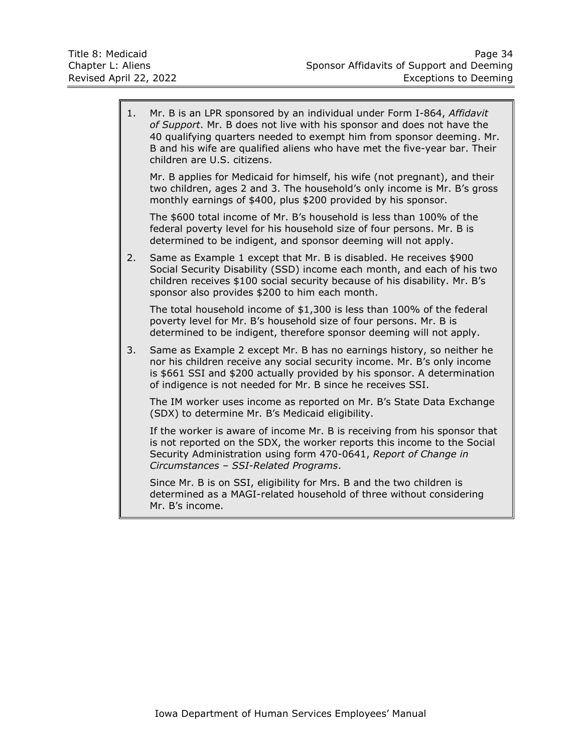1. Mr. B is an LPR sponsored by an individual under Form I-864, *Affidavit of Support*. Mr. B does not live with his sponsor and does not have the 40 qualifying quarters needed to exempt him from sponsor deeming. Mr. B and his wife are qualified aliens who have met the five-year bar. Their children are U.S. citizens.

   Mr. B applies for Medicaid for himself, his wife (not pregnant), and their two children, ages 2 and 3. The household's only income is Mr. B's gross monthly earnings of $400, plus $200 provided by his sponsor.

   The $600 total income of Mr. B's household is less than 100% of the federal poverty level for his household size of four persons. Mr. B is determined to be indigent, and sponsor deeming will not apply.

2. Same as Example 1 except that Mr. B is disabled. He receives $900 Social Security Disability (SSD) income each month, and each of his two children receives $100 social security because of his disability. Mr. B's sponsor also provides $200 to him each month.

   The total household income of $1,300 is less than 100% of the federal poverty level for Mr. B's household size of four persons. Mr. B is determined to be indigent, therefore sponsor deeming will not apply.

3. Same as Example 2 except Mr. B has no earnings history, so neither he nor his children receive any social security income. Mr. B's only income is $661 SSI and $200 actually provided by his sponsor. A determination of indigence is not needed for Mr. B since he receives SSI.

   The IM worker uses income as reported on Mr. B's State Data Exchange (SDX) to determine Mr. B's Medicaid eligibility.

   If the worker is aware of income Mr. B is receiving from his sponsor that is not reported on the SDX, the worker reports this income to the Social Security Administration using form 470-0641, *Report of Change in Circumstances – SSI-Related Programs*.

   Since Mr. B is on SSI, eligibility for Mrs. B and the two children is determined as a MAGI-related household of three without considering Mr. B's income.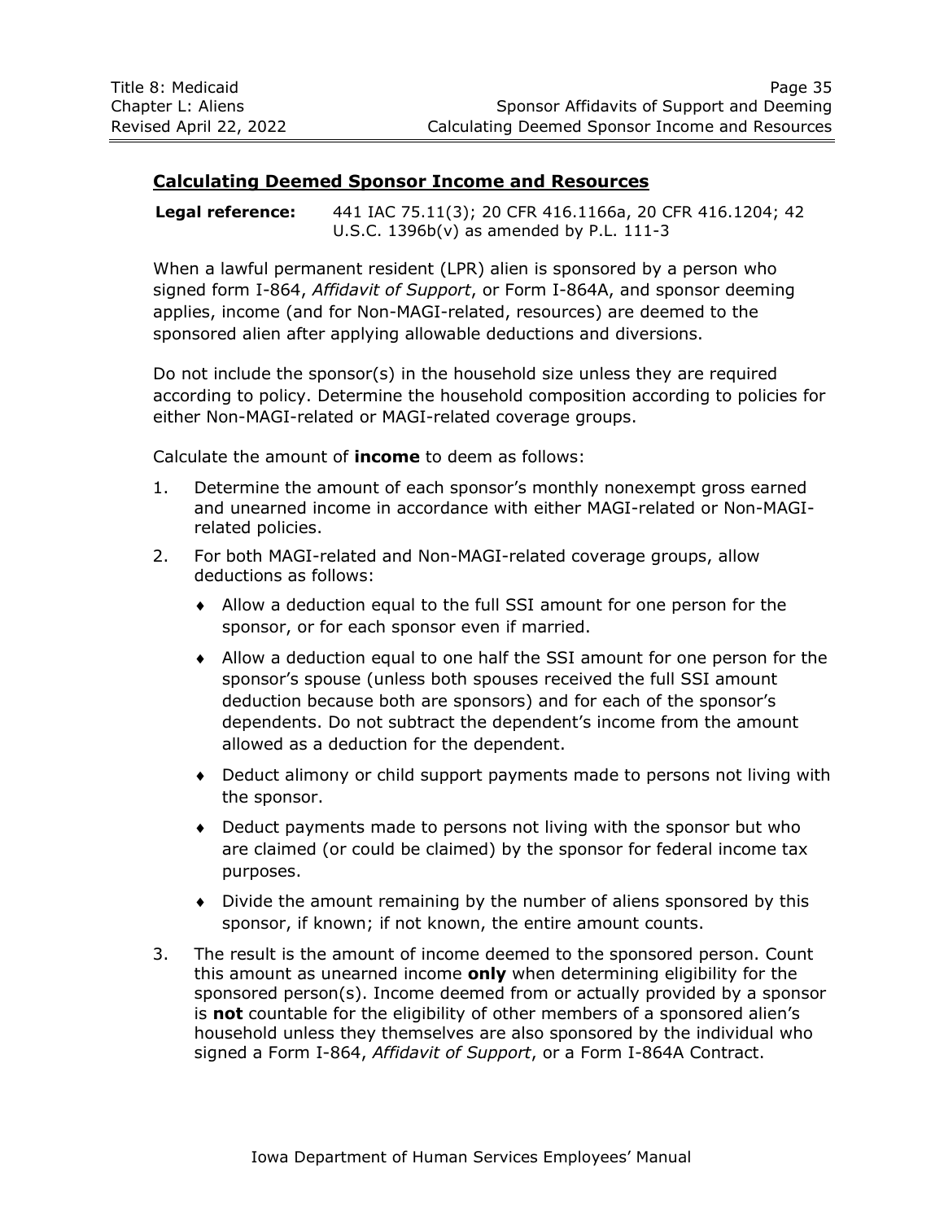## Calculating Deemed Sponsor Income and Resources

**Legal reference:** 441 IAC 75.11(3); 20 CFR 416.1166a, 20 CFR 416.1204; 42 U.S.C. 1396b(v) as amended by P.L. 111-3

When a lawful permanent resident (LPR) alien is sponsored by a person who signed form I-864, *Affidavit of Support*, or Form I-864A, and sponsor deeming applies, income (and for Non-MAGI-related, resources) are deemed to the sponsored alien after applying allowable deductions and diversions.

Do not include the sponsor(s) in the household size unless they are required according to policy. Determine the household composition according to policies for either Non-MAGI-related or MAGI-related coverage groups.

Calculate the amount of **income** to deem as follows:

1. Determine the amount of each sponsor's monthly nonexempt gross earned and unearned income in accordance with either MAGI-related or Non-MAGI-related policies.
2. For both MAGI-related and Non-MAGI-related coverage groups, allow deductions as follows:
   - Allow a deduction equal to the full SSI amount for one person for the sponsor, or for each sponsor even if married.
   - Allow a deduction equal to one half the SSI amount for one person for the sponsor's spouse (unless both spouses received the full SSI amount deduction because both are sponsors) and for each of the sponsor's dependents. Do not subtract the dependent's income from the amount allowed as a deduction for the dependent.
   - Deduct alimony or child support payments made to persons not living with the sponsor.
   - Deduct payments made to persons not living with the sponsor but who are claimed (or could be claimed) by the sponsor for federal income tax purposes.
   - Divide the amount remaining by the number of aliens sponsored by this sponsor, if known; if not known, the entire amount counts.
3. The result is the amount of income deemed to the sponsored person. Count this amount as unearned income **only** when determining eligibility for the sponsored person(s). Income deemed from or actually provided by a sponsor is **not** countable for the eligibility of other members of a sponsored alien's household unless they themselves are also sponsored by the individual who signed a Form I-864, *Affidavit of Support*, or a Form I-864A Contract.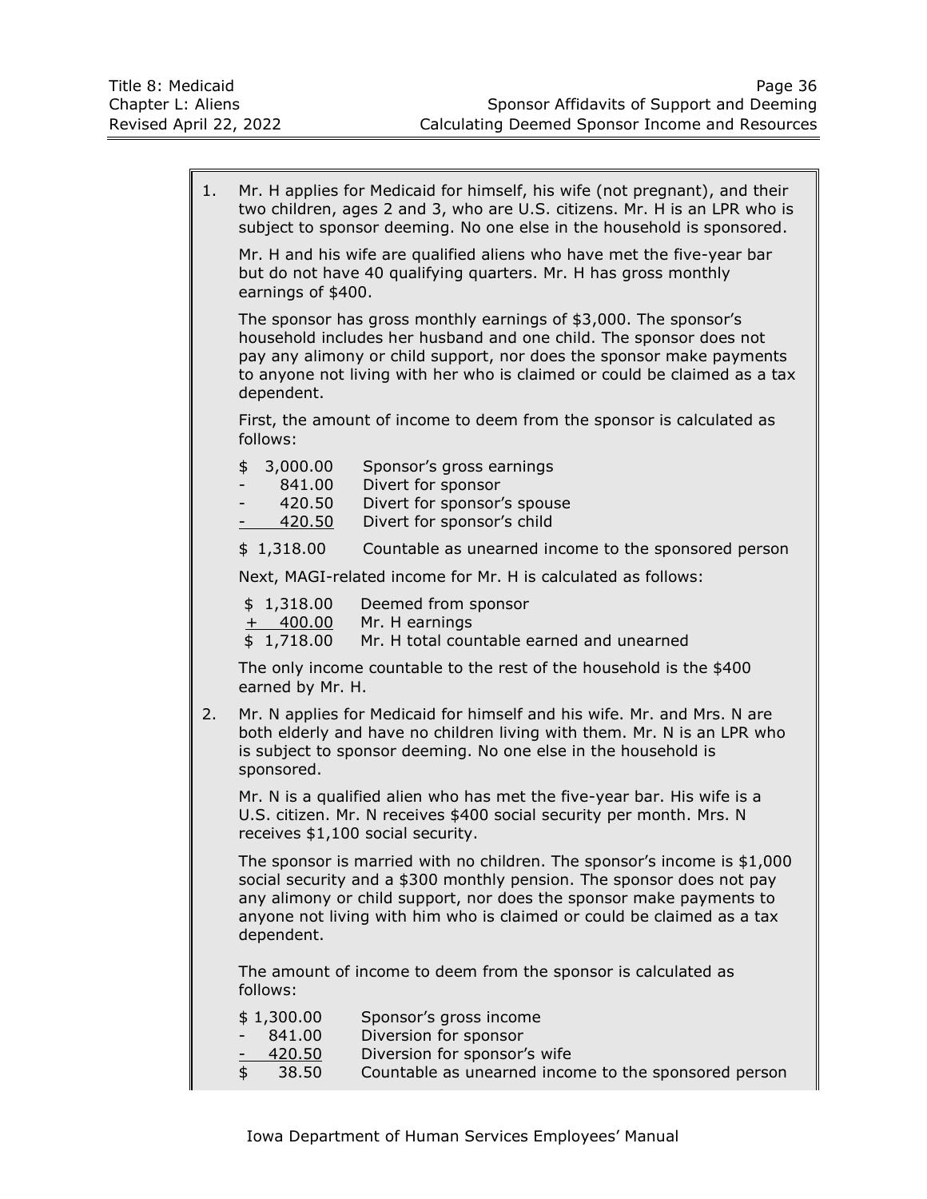1. Mr. H applies for Medicaid for himself, his wife (not pregnant), and their two children, ages 2 and 3, who are U.S. citizens. Mr. H is an LPR who is subject to sponsor deeming. No one else in the household is sponsored.

   Mr. H and his wife are qualified aliens who have met the five-year bar but do not have 40 qualifying quarters. Mr. H has gross monthly earnings of $400.

   The sponsor has gross monthly earnings of $3,000. The sponsor's household includes her husband and one child. The sponsor does not pay any alimony or child support, nor does the sponsor make payments to anyone not living with her who is claimed or could be claimed as a tax dependent.

   First, the amount of income to deem from the sponsor is calculated as follows:

   | | |
   |---|---|
   | $ 3,000.00 | Sponsor's gross earnings |
   | - 841.00 | Divert for sponsor |
   | - 420.50 | Divert for sponsor's spouse |
   | - 420.50 | Divert for sponsor's child |
   | $ 1,318.00 | Countable as unearned income to the sponsored person |

   Next, MAGI-related income for Mr. H is calculated as follows:

   | | |
   |---|---|
   | $ 1,318.00 | Deemed from sponsor |
   | + 400.00 | Mr. H earnings |
   | $ 1,718.00 | Mr. H total countable earned and unearned |

   The only income countable to the rest of the household is the $400 earned by Mr. H.

2. Mr. N applies for Medicaid for himself and his wife. Mr. and Mrs. N are both elderly and have no children living with them. Mr. N is an LPR who is subject to sponsor deeming. No one else in the household is sponsored.

   Mr. N is a qualified alien who has met the five-year bar. His wife is a U.S. citizen. Mr. N receives $400 social security per month. Mrs. N receives $1,100 social security.

   The sponsor is married with no children. The sponsor's income is $1,000 social security and a $300 monthly pension. The sponsor does not pay any alimony or child support, nor does the sponsor make payments to anyone not living with him who is claimed or could be claimed as a tax dependent.

   The amount of income to deem from the sponsor is calculated as follows:

   | | |
   |---|---|
   | $ 1,300.00 | Sponsor's gross income |
   | - 841.00 | Diversion for sponsor |
   | - 420.50 | Diversion for sponsor's wife |
   | $ 38.50 | Countable as unearned income to the sponsored person |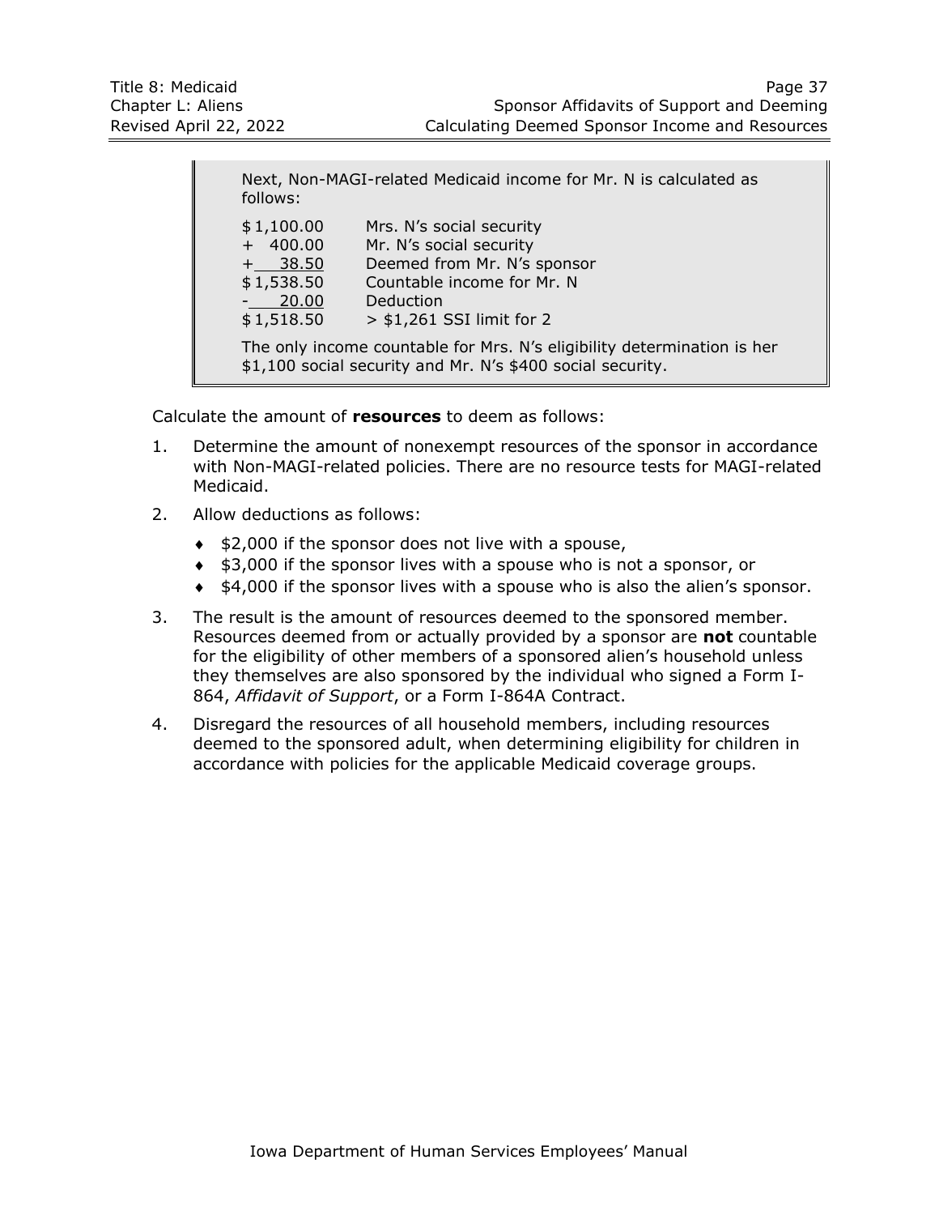Next, Non-MAGI-related Medicaid income for Mr. N is calculated as follows:

| | |
|---|---|
| $1,100.00 | Mrs. N's social security |
| + 400.00 | Mr. N's social security |
| + 38.50 | Deemed from Mr. N's sponsor |
| $1,538.50 | Countable income for Mr. N |
| - 20.00 | Deduction |
| $1,518.50 | > $1,261 SSI limit for 2 |

The only income countable for Mrs. N's eligibility determination is her $1,100 social security and Mr. N's $400 social security.

Calculate the amount of **resources** to deem as follows:

1. Determine the amount of nonexempt resources of the sponsor in accordance with Non-MAGI-related policies. There are no resource tests for MAGI-related Medicaid.
2. Allow deductions as follows:
   - $2,000 if the sponsor does not live with a spouse,
   - $3,000 if the sponsor lives with a spouse who is not a sponsor, or
   - $4,000 if the sponsor lives with a spouse who is also the alien's sponsor.
3. The result is the amount of resources deemed to the sponsored member. Resources deemed from or actually provided by a sponsor are **not** countable for the eligibility of other members of a sponsored alien's household unless they themselves are also sponsored by the individual who signed a Form I-864, *Affidavit of Support*, or a Form I-864A Contract.
4. Disregard the resources of all household members, including resources deemed to the sponsored adult, when determining eligibility for children in accordance with policies for the applicable Medicaid coverage groups.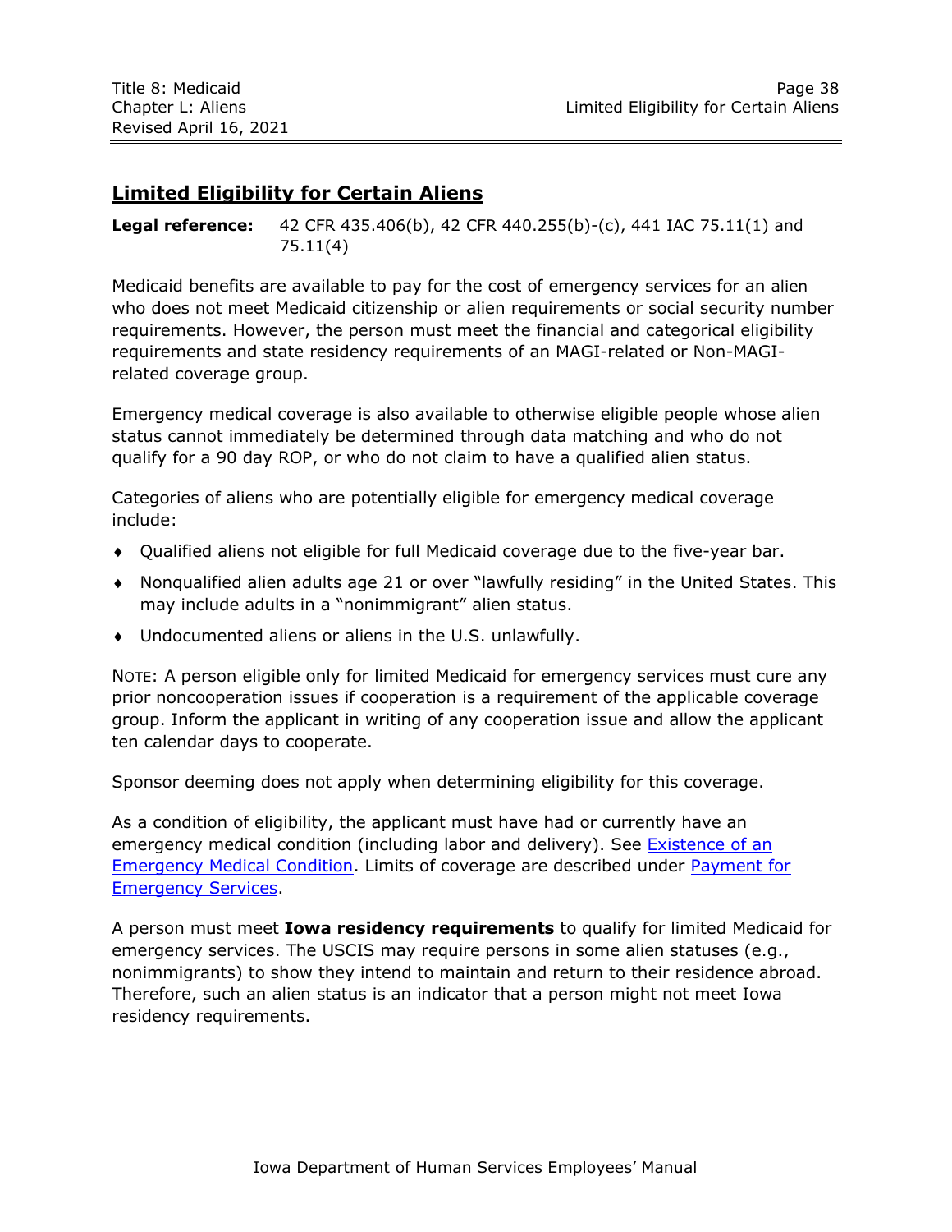## Limited Eligibility for Certain Aliens

**Legal reference:** 42 CFR 435.406(b), 42 CFR 440.255(b)-(c), 441 IAC 75.11(1) and 75.11(4)

Medicaid benefits are available to pay for the cost of emergency services for an alien who does not meet Medicaid citizenship or alien requirements or social security number requirements. However, the person must meet the financial and categorical eligibility requirements and state residency requirements of an MAGI-related or Non-MAGI-related coverage group.

Emergency medical coverage is also available to otherwise eligible people whose alien status cannot immediately be determined through data matching and who do not qualify for a 90 day ROP, or who do not claim to have a qualified alien status.

Categories of aliens who are potentially eligible for emergency medical coverage include:

- Qualified aliens not eligible for full Medicaid coverage due to the five-year bar.
- Nonqualified alien adults age 21 or over "lawfully residing" in the United States. This may include adults in a "nonimmigrant" alien status.
- Undocumented aliens or aliens in the U.S. unlawfully.

NOTE: A person eligible only for limited Medicaid for emergency services must cure any prior noncooperation issues if cooperation is a requirement of the applicable coverage group. Inform the applicant in writing of any cooperation issue and allow the applicant ten calendar days to cooperate.

Sponsor deeming does not apply when determining eligibility for this coverage.

As a condition of eligibility, the applicant must have had or currently have an emergency medical condition (including labor and delivery). See Existence of an Emergency Medical Condition. Limits of coverage are described under Payment for Emergency Services.

A person must meet **Iowa residency requirements** to qualify for limited Medicaid for emergency services. The USCIS may require persons in some alien statuses (e.g., nonimmigrants) to show they intend to maintain and return to their residence abroad. Therefore, such an alien status is an indicator that a person might not meet Iowa residency requirements.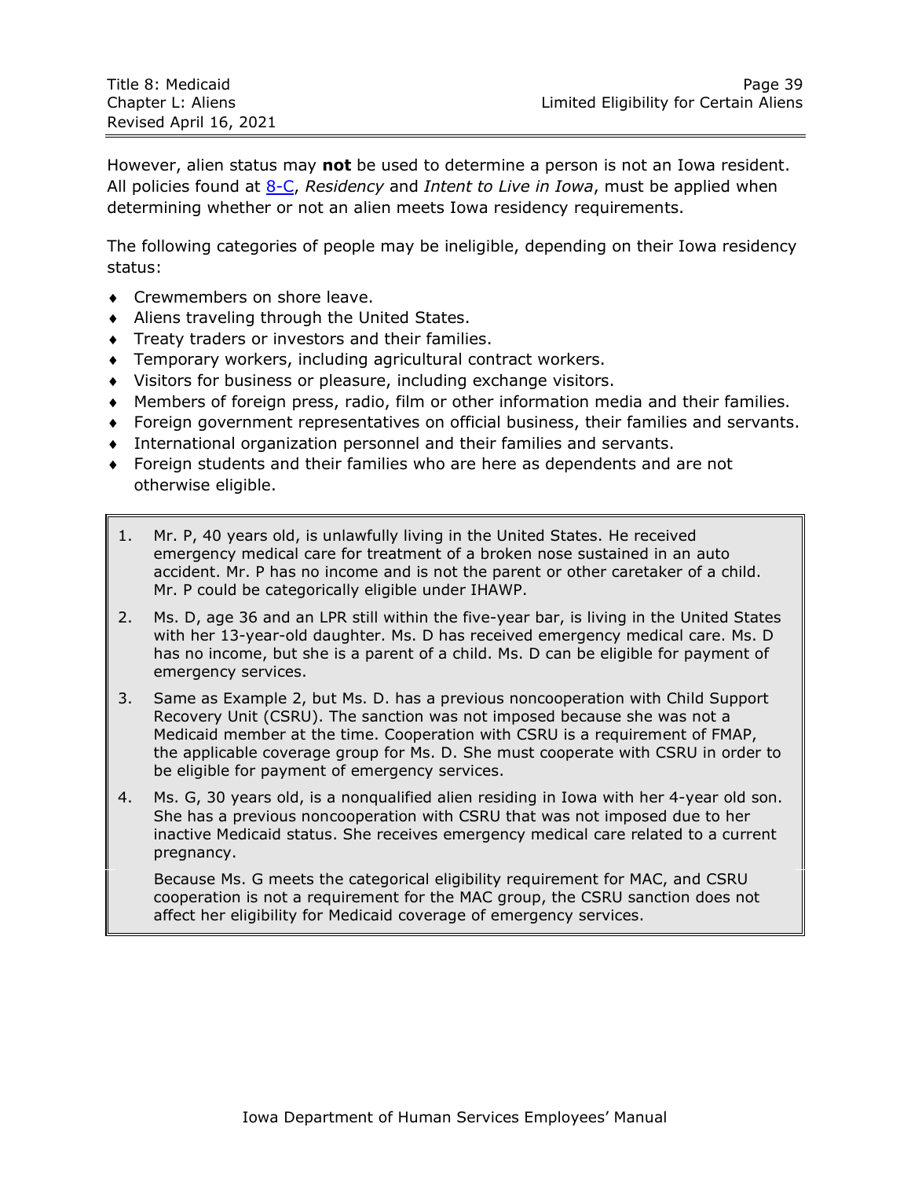However, alien status may **not** be used to determine a person is not an Iowa resident. All policies found at [8-C](8-C), *Residency* and *Intent to Live in Iowa*, must be applied when determining whether or not an alien meets Iowa residency requirements.

The following categories of people may be ineligible, depending on their Iowa residency status:

- Crewmembers on shore leave.
- Aliens traveling through the United States.
- Treaty traders or investors and their families.
- Temporary workers, including agricultural contract workers.
- Visitors for business or pleasure, including exchange visitors.
- Members of foreign press, radio, film or other information media and their families.
- Foreign government representatives on official business, their families and servants.
- International organization personnel and their families and servants.
- Foreign students and their families who are here as dependents and are not otherwise eligible.

1. Mr. P, 40 years old, is unlawfully living in the United States. He received emergency medical care for treatment of a broken nose sustained in an auto accident. Mr. P has no income and is not the parent or other caretaker of a child. Mr. P could be categorically eligible under IHAWP.

2. Ms. D, age 36 and an LPR still within the five-year bar, is living in the United States with her 13-year-old daughter. Ms. D has received emergency medical care. Ms. D has no income, but she is a parent of a child. Ms. D can be eligible for payment of emergency services.

3. Same as Example 2, but Ms. D. has a previous noncooperation with Child Support Recovery Unit (CSRU). The sanction was not imposed because she was not a Medicaid member at the time. Cooperation with CSRU is a requirement of FMAP, the applicable coverage group for Ms. D. She must cooperate with CSRU in order to be eligible for payment of emergency services.

4. Ms. G, 30 years old, is a nonqualified alien residing in Iowa with her 4-year old son. She has a previous noncooperation with CSRU that was not imposed due to her inactive Medicaid status. She receives emergency medical care related to a current pregnancy.

   Because Ms. G meets the categorical eligibility requirement for MAC, and CSRU cooperation is not a requirement for the MAC group, the CSRU sanction does not affect her eligibility for Medicaid coverage of emergency services.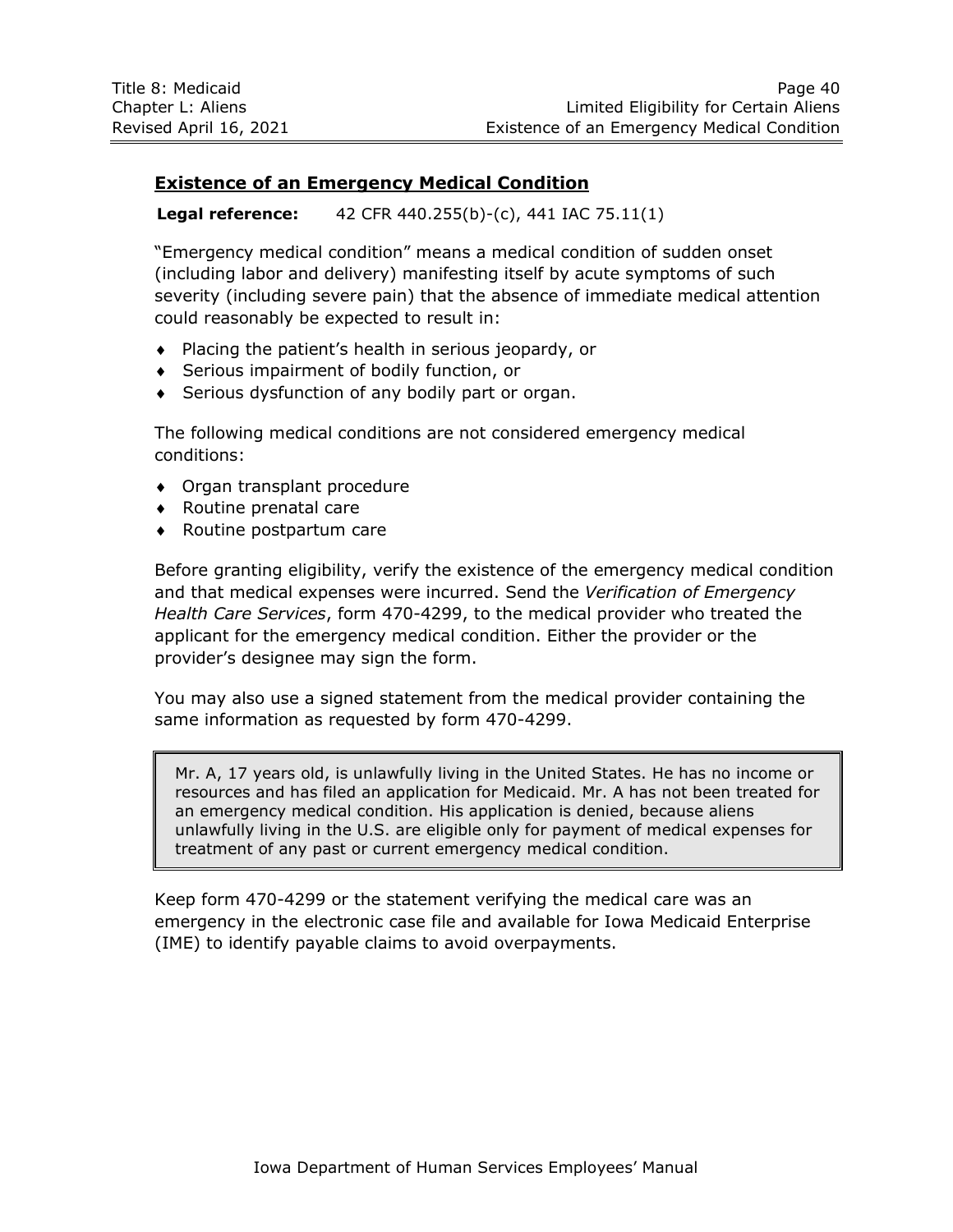## Existence of an Emergency Medical Condition

**Legal reference:** 42 CFR 440.255(b)-(c), 441 IAC 75.11(1)

"Emergency medical condition" means a medical condition of sudden onset (including labor and delivery) manifesting itself by acute symptoms of such severity (including severe pain) that the absence of immediate medical attention could reasonably be expected to result in:

- Placing the patient's health in serious jeopardy, or
- Serious impairment of bodily function, or
- Serious dysfunction of any bodily part or organ.

The following medical conditions are not considered emergency medical conditions:

- Organ transplant procedure
- Routine prenatal care
- Routine postpartum care

Before granting eligibility, verify the existence of the emergency medical condition and that medical expenses were incurred. Send the *Verification of Emergency Health Care Services*, form 470-4299, to the medical provider who treated the applicant for the emergency medical condition. Either the provider or the provider's designee may sign the form.

You may also use a signed statement from the medical provider containing the same information as requested by form 470-4299.

> Mr. A, 17 years old, is unlawfully living in the United States. He has no income or resources and has filed an application for Medicaid. Mr. A has not been treated for an emergency medical condition. His application is denied, because aliens unlawfully living in the U.S. are eligible only for payment of medical expenses for treatment of any past or current emergency medical condition.

Keep form 470-4299 or the statement verifying the medical care was an emergency in the electronic case file and available for Iowa Medicaid Enterprise (IME) to identify payable claims to avoid overpayments.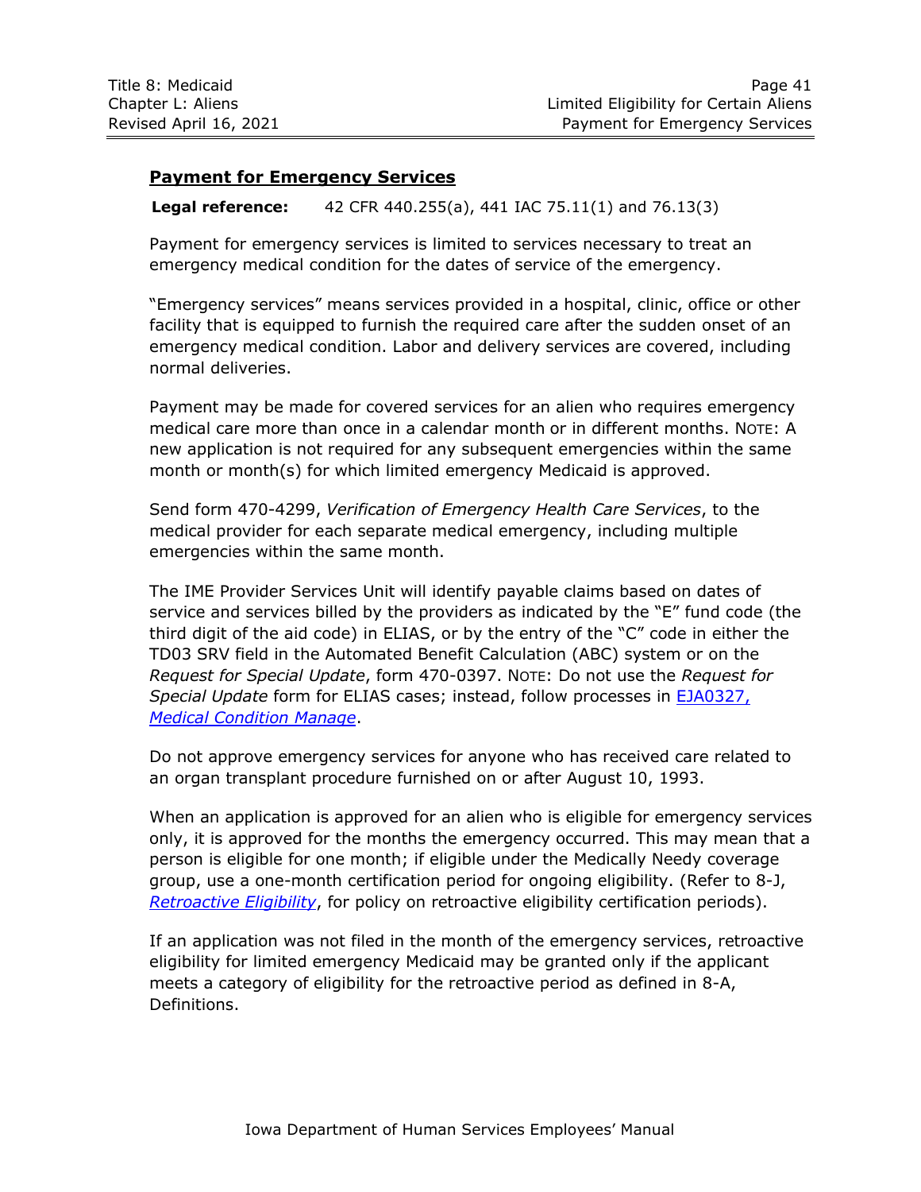## Payment for Emergency Services

**Legal reference:** 42 CFR 440.255(a), 441 IAC 75.11(1) and 76.13(3)

Payment for emergency services is limited to services necessary to treat an emergency medical condition for the dates of service of the emergency.

"Emergency services" means services provided in a hospital, clinic, office or other facility that is equipped to furnish the required care after the sudden onset of an emergency medical condition. Labor and delivery services are covered, including normal deliveries.

Payment may be made for covered services for an alien who requires emergency medical care more than once in a calendar month or in different months. NOTE: A new application is not required for any subsequent emergencies within the same month or month(s) for which limited emergency Medicaid is approved.

Send form 470-4299, *Verification of Emergency Health Care Services*, to the medical provider for each separate medical emergency, including multiple emergencies within the same month.

The IME Provider Services Unit will identify payable claims based on dates of service and services billed by the providers as indicated by the "E" fund code (the third digit of the aid code) in ELIAS, or by the entry of the "C" code in either the TD03 SRV field in the Automated Benefit Calculation (ABC) system or on the *Request for Special Update*, form 470-0397. NOTE: Do not use the *Request for Special Update* form for ELIAS cases; instead, follow processes in [EJA0327, *Medical Condition Manage*].

Do not approve emergency services for anyone who has received care related to an organ transplant procedure furnished on or after August 10, 1993.

When an application is approved for an alien who is eligible for emergency services only, it is approved for the months the emergency occurred. This may mean that a person is eligible for one month; if eligible under the Medically Needy coverage group, use a one-month certification period for ongoing eligibility. (Refer to 8-J, *Retroactive Eligibility*, for policy on retroactive eligibility certification periods).

If an application was not filed in the month of the emergency services, retroactive eligibility for limited emergency Medicaid may be granted only if the applicant meets a category of eligibility for the retroactive period as defined in 8-A, Definitions.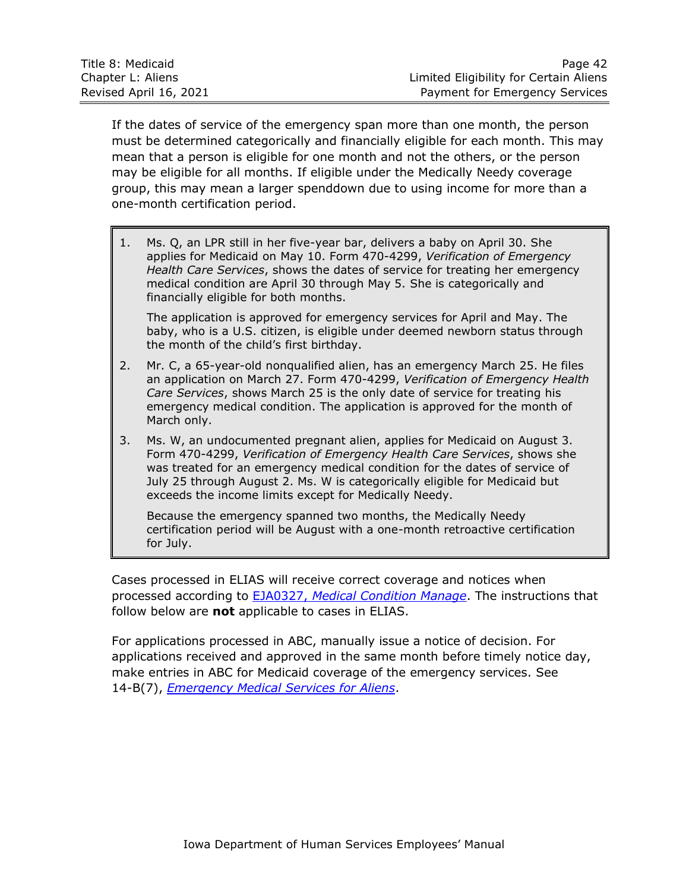If the dates of service of the emergency span more than one month, the person must be determined categorically and financially eligible for each month. This may mean that a person is eligible for one month and not the others, or the person may be eligible for all months. If eligible under the Medically Needy coverage group, this may mean a larger spenddown due to using income for more than a one-month certification period.

1. Ms. Q, an LPR still in her five-year bar, delivers a baby on April 30. She applies for Medicaid on May 10. Form 470-4299, *Verification of Emergency Health Care Services*, shows the dates of service for treating her emergency medical condition are April 30 through May 5. She is categorically and financially eligible for both months.

   The application is approved for emergency services for April and May. The baby, who is a U.S. citizen, is eligible under deemed newborn status through the month of the child's first birthday.

2. Mr. C, a 65-year-old nonqualified alien, has an emergency March 25. He files an application on March 27. Form 470-4299, *Verification of Emergency Health Care Services*, shows March 25 is the only date of service for treating his emergency medical condition. The application is approved for the month of March only.

3. Ms. W, an undocumented pregnant alien, applies for Medicaid on August 3. Form 470-4299, *Verification of Emergency Health Care Services*, shows she was treated for an emergency medical condition for the dates of service of July 25 through August 2. Ms. W is categorically eligible for Medicaid but exceeds the income limits except for Medically Needy.

   Because the emergency spanned two months, the Medically Needy certification period will be August with a one-month retroactive certification for July.

Cases processed in ELIAS will receive correct coverage and notices when processed according to EJA0327, *Medical Condition Manage*. The instructions that follow below are **not** applicable to cases in ELIAS.

For applications processed in ABC, manually issue a notice of decision. For applications received and approved in the same month before timely notice day, make entries in ABC for Medicaid coverage of the emergency services. See 14-B(7), *Emergency Medical Services for Aliens*.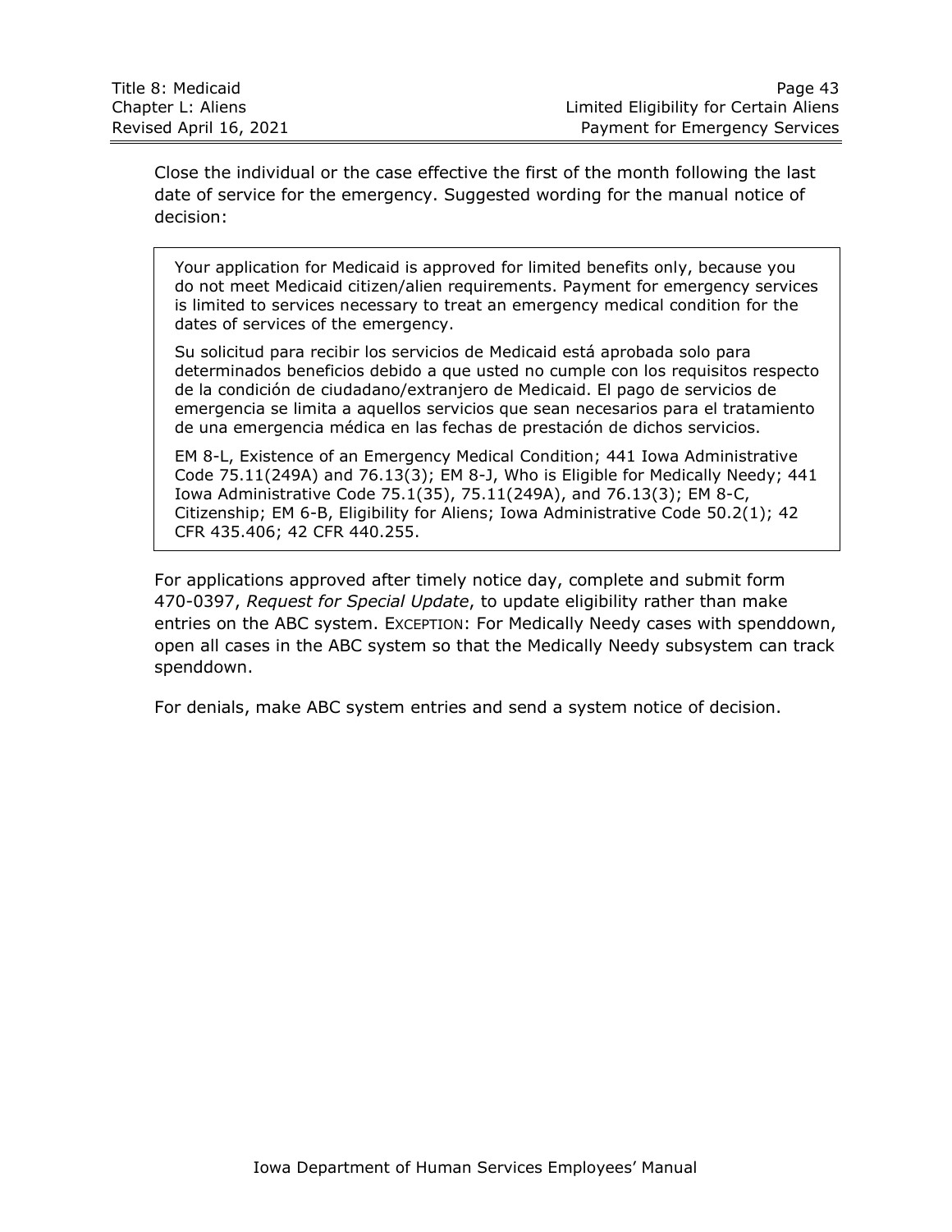Close the individual or the case effective the first of the month following the last date of service for the emergency. Suggested wording for the manual notice of decision:

> Your application for Medicaid is approved for limited benefits only, because you do not meet Medicaid citizen/alien requirements. Payment for emergency services is limited to services necessary to treat an emergency medical condition for the dates of services of the emergency.
>
> Su solicitud para recibir los servicios de Medicaid está aprobada solo para determinados beneficios debido a que usted no cumple con los requisitos respecto de la condición de ciudadano/extranjero de Medicaid. El pago de servicios de emergencia se limita a aquellos servicios que sean necesarios para el tratamiento de una emergencia médica en las fechas de prestación de dichos servicios.
>
> EM 8-L, Existence of an Emergency Medical Condition; 441 Iowa Administrative Code 75.11(249A) and 76.13(3); EM 8-J, Who is Eligible for Medically Needy; 441 Iowa Administrative Code 75.1(35), 75.11(249A), and 76.13(3); EM 8-C, Citizenship; EM 6-B, Eligibility for Aliens; Iowa Administrative Code 50.2(1); 42 CFR 435.406; 42 CFR 440.255.

For applications approved after timely notice day, complete and submit form 470-0397, *Request for Special Update*, to update eligibility rather than make entries on the ABC system. EXCEPTION: For Medically Needy cases with spenddown, open all cases in the ABC system so that the Medically Needy subsystem can track spenddown.

For denials, make ABC system entries and send a system notice of decision.